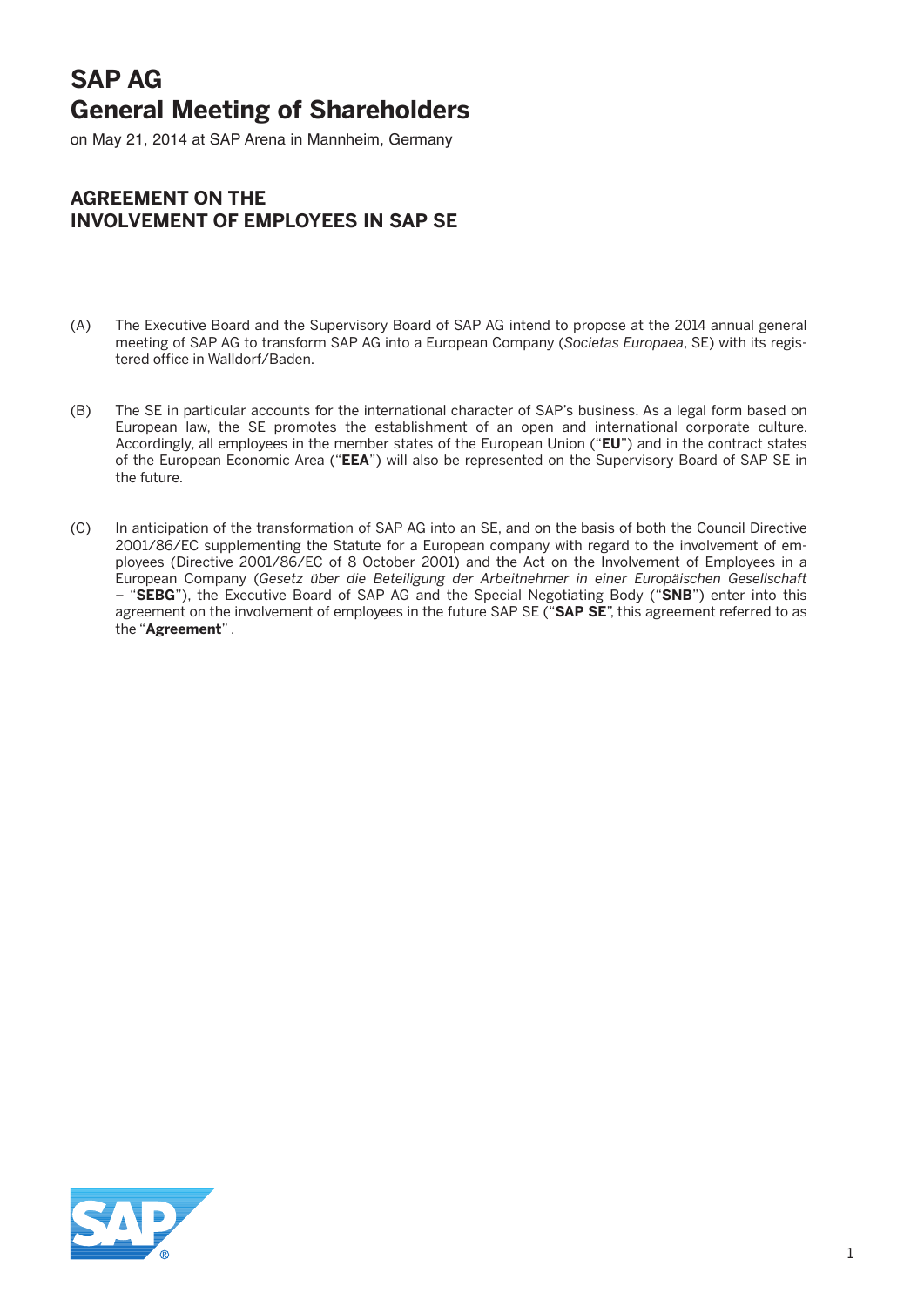# SAP AG General Meeting of Shareholders

on May 21, 2014 at SAP Arena in Mannheim, Germany

## AGREEMENT ON THE INVOLVEMENT OF EMPLOYEES IN SAP SE

(A) The Executive Board and the Supervisory Board of SAP AG intend to propose at the 2014 annual general meeting of SAP AG to transform SAP AG into a European Company (*Societas Europaea*, SE) with its registered office in Walldorf/Baden.

(B) The SE in particular accounts for the international character of SAP's business. As a legal form based on European law, the SE promotes the establishment of an open and international corporate culture. Accordingly, all employees in the member states of the European Union ("**EU**") and in the contract states of the European Economic Area ("**EEA**") will also be represented on the Supervisory Board of SAP SE in the future.

(C) In anticipation of the transformation of SAP AG into an SE, and on the basis of both the Council Directive 2001/86/EC supplementing the Statute for a European company with regard to the involvement of employees (Directive 2001/86/EC of 8 October 2001) and the Act on the Involvement of Employees in a European Company (*Gesetz über die Beteiligung der Arbeitnehmer in einer Europäischen Gesellschaft* – "**SEBG**"), the Executive Board of SAP AG and the Special Negotiating Body ("**SNB**") enter into this agreement on the involvement of employees in the future SAP SE ("**SAP SE**", this agreement referred to as the "**Agreement**" .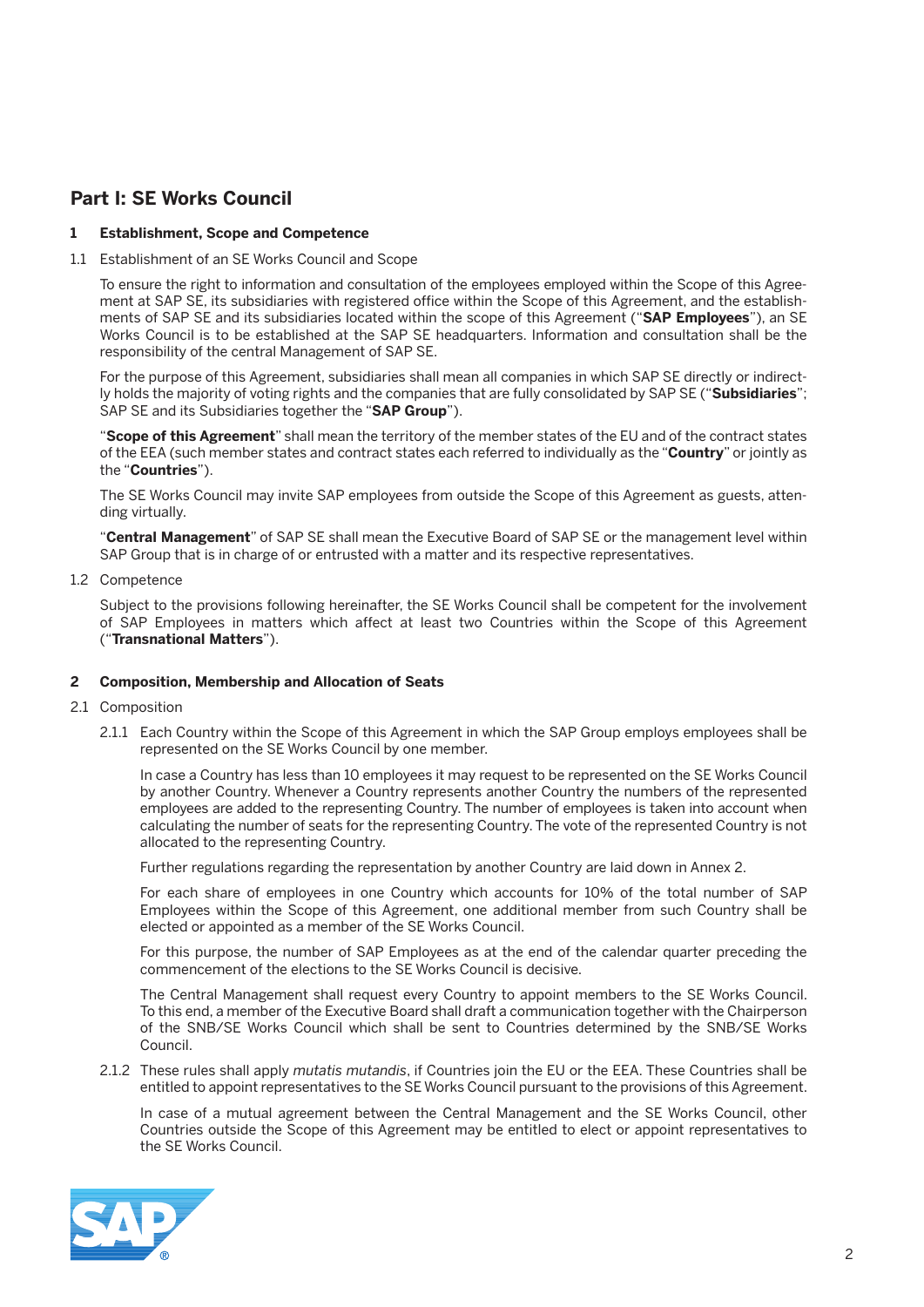# Part I: SE Works Council

## 1 Establishment, Scope and Competence

1.1 Establishment of an SE Works Council and Scope

To ensure the right to information and consultation of the employees employed within the Scope of this Agreement at SAP SE, its subsidiaries with registered office within the Scope of this Agreement, and the establishments of SAP SE and its subsidiaries located within the scope of this Agreement ("**SAP Employees**"), an SE Works Council is to be established at the SAP SE headquarters. Information and consultation shall be the responsibility of the central Management of SAP SE.

For the purpose of this Agreement, subsidiaries shall mean all companies in which SAP SE directly or indirectly holds the majority of voting rights and the companies that are fully consolidated by SAP SE ("**Subsidiaries**"; SAP SE and its Subsidiaries together the "**SAP Group**").

"**Scope of this Agreement**" shall mean the territory of the member states of the EU and of the contract states of the EEA (such member states and contract states each referred to individually as the "**Country**" or jointly as the "**Countries**").

The SE Works Council may invite SAP employees from outside the Scope of this Agreement as guests, attending virtually.

"**Central Management**" of SAP SE shall mean the Executive Board of SAP SE or the management level within SAP Group that is in charge of or entrusted with a matter and its respective representatives.

1.2 Competence

Subject to the provisions following hereinafter, the SE Works Council shall be competent for the involvement of SAP Employees in matters which affect at least two Countries within the Scope of this Agreement ("**Transnational Matters**").

## 2 Composition, Membership and Allocation of Seats

2.1 Composition

2.1.1 Each Country within the Scope of this Agreement in which the SAP Group employs employees shall be represented on the SE Works Council by one member.

In case a Country has less than 10 employees it may request to be represented on the SE Works Council by another Country. Whenever a Country represents another Country the numbers of the represented employees are added to the representing Country. The number of employees is taken into account when calculating the number of seats for the representing Country. The vote of the represented Country is not allocated to the representing Country.

Further regulations regarding the representation by another Country are laid down in Annex 2.

For each share of employees in one Country which accounts for 10% of the total number of SAP Employees within the Scope of this Agreement, one additional member from such Country shall be elected or appointed as a member of the SE Works Council.

For this purpose, the number of SAP Employees as at the end of the calendar quarter preceding the commencement of the elections to the SE Works Council is decisive.

The Central Management shall request every Country to appoint members to the SE Works Council. To this end, a member of the Executive Board shall draft a communication together with the Chairperson of the SNB/SE Works Council which shall be sent to Countries determined by the SNB/SE Works Council.

2.1.2 These rules shall apply *mutatis mutandis*, if Countries join the EU or the EEA. These Countries shall be entitled to appoint representatives to the SE Works Council pursuant to the provisions of this Agreement.

In case of a mutual agreement between the Central Management and the SE Works Council, other Countries outside the Scope of this Agreement may be entitled to elect or appoint representatives to the SE Works Council.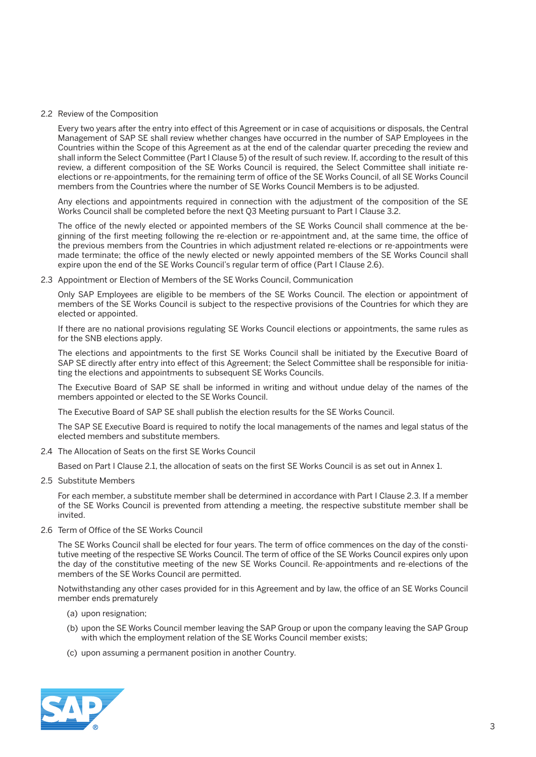### 2.2 Review of the Composition

Every two years after the entry into effect of this Agreement or in case of acquisitions or disposals, the Central Management of SAP SE shall review whether changes have occurred in the number of SAP Employees in the Countries within the Scope of this Agreement as at the end of the calendar quarter preceding the review and shall inform the Select Committee (Part I Clause 5) of the result of such review. If, according to the result of this review, a different composition of the SE Works Council is required, the Select Committee shall initiate re-elections or re-appointments, for the remaining term of office of the SE Works Council, of all SE Works Council members from the Countries where the number of SE Works Council Members is to be adjusted.

Any elections and appointments required in connection with the adjustment of the composition of the SE Works Council shall be completed before the next Q3 Meeting pursuant to Part I Clause 3.2.

The office of the newly elected or appointed members of the SE Works Council shall commence at the beginning of the first meeting following the re-election or re-appointment and, at the same time, the office of the previous members from the Countries in which adjustment related re-elections or re-appointments were made terminate; the office of the newly elected or newly appointed members of the SE Works Council shall expire upon the end of the SE Works Council's regular term of office (Part I Clause 2.6).

### 2.3 Appointment or Election of Members of the SE Works Council, Communication

Only SAP Employees are eligible to be members of the SE Works Council. The election or appointment of members of the SE Works Council is subject to the respective provisions of the Countries for which they are elected or appointed.

If there are no national provisions regulating SE Works Council elections or appointments, the same rules as for the SNB elections apply.

The elections and appointments to the first SE Works Council shall be initiated by the Executive Board of SAP SE directly after entry into effect of this Agreement; the Select Committee shall be responsible for initiating the elections and appointments to subsequent SE Works Councils.

The Executive Board of SAP SE shall be informed in writing and without undue delay of the names of the members appointed or elected to the SE Works Council.

The Executive Board of SAP SE shall publish the election results for the SE Works Council.

The SAP SE Executive Board is required to notify the local managements of the names and legal status of the elected members and substitute members.

### 2.4 The Allocation of Seats on the first SE Works Council

Based on Part I Clause 2.1, the allocation of seats on the first SE Works Council is as set out in Annex 1.

### 2.5 Substitute Members

For each member, a substitute member shall be determined in accordance with Part I Clause 2.3. If a member of the SE Works Council is prevented from attending a meeting, the respective substitute member shall be invited.

### 2.6 Term of Office of the SE Works Council

The SE Works Council shall be elected for four years. The term of office commences on the day of the constitutive meeting of the respective SE Works Council. The term of office of the SE Works Council expires only upon the day of the constitutive meeting of the new SE Works Council. Re-appointments and re-elections of the members of the SE Works Council are permitted.

Notwithstanding any other cases provided for in this Agreement and by law, the office of an SE Works Council member ends prematurely

(a) upon resignation;

(b) upon the SE Works Council member leaving the SAP Group or upon the company leaving the SAP Group with which the employment relation of the SE Works Council member exists;

(c) upon assuming a permanent position in another Country.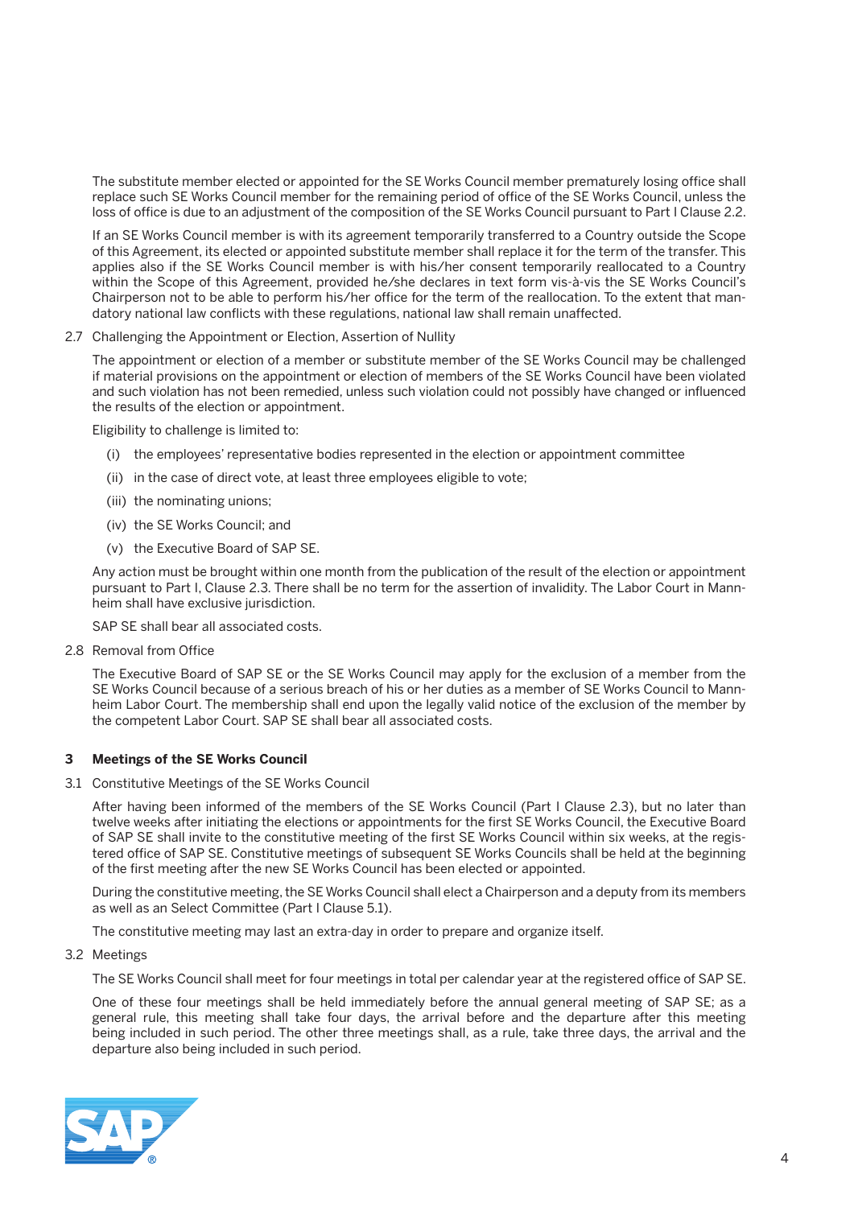The substitute member elected or appointed for the SE Works Council member prematurely losing office shall replace such SE Works Council member for the remaining period of office of the SE Works Council, unless the loss of office is due to an adjustment of the composition of the SE Works Council pursuant to Part I Clause 2.2.

If an SE Works Council member is with its agreement temporarily transferred to a Country outside the Scope of this Agreement, its elected or appointed substitute member shall replace it for the term of the transfer. This applies also if the SE Works Council member is with his/her consent temporarily reallocated to a Country within the Scope of this Agreement, provided he/she declares in text form vis-à-vis the SE Works Council's Chairperson not to be able to perform his/her office for the term of the reallocation. To the extent that mandatory national law conflicts with these regulations, national law shall remain unaffected.

2.7 Challenging the Appointment or Election, Assertion of Nullity

The appointment or election of a member or substitute member of the SE Works Council may be challenged if material provisions on the appointment or election of members of the SE Works Council have been violated and such violation has not been remedied, unless such violation could not possibly have changed or influenced the results of the election or appointment.

Eligibility to challenge is limited to:

(i) the employees' representative bodies represented in the election or appointment committee

(ii) in the case of direct vote, at least three employees eligible to vote;

(iii) the nominating unions;

(iv) the SE Works Council; and

(v) the Executive Board of SAP SE.

Any action must be brought within one month from the publication of the result of the election or appointment pursuant to Part I, Clause 2.3. There shall be no term for the assertion of invalidity. The Labor Court in Mannheim shall have exclusive jurisdiction.

SAP SE shall bear all associated costs.

2.8 Removal from Office

The Executive Board of SAP SE or the SE Works Council may apply for the exclusion of a member from the SE Works Council because of a serious breach of his or her duties as a member of SE Works Council to Mannheim Labor Court. The membership shall end upon the legally valid notice of the exclusion of the member by the competent Labor Court. SAP SE shall bear all associated costs.

## 3 Meetings of the SE Works Council

3.1 Constitutive Meetings of the SE Works Council

After having been informed of the members of the SE Works Council (Part I Clause 2.3), but no later than twelve weeks after initiating the elections or appointments for the first SE Works Council, the Executive Board of SAP SE shall invite to the constitutive meeting of the first SE Works Council within six weeks, at the registered office of SAP SE. Constitutive meetings of subsequent SE Works Councils shall be held at the beginning of the first meeting after the new SE Works Council has been elected or appointed.

During the constitutive meeting, the SE Works Council shall elect a Chairperson and a deputy from its members as well as an Select Committee (Part I Clause 5.1).

The constitutive meeting may last an extra-day in order to prepare and organize itself.

3.2 Meetings

The SE Works Council shall meet for four meetings in total per calendar year at the registered office of SAP SE.

One of these four meetings shall be held immediately before the annual general meeting of SAP SE; as a general rule, this meeting shall take four days, the arrival before and the departure after this meeting being included in such period. The other three meetings shall, as a rule, take three days, the arrival and the departure also being included in such period.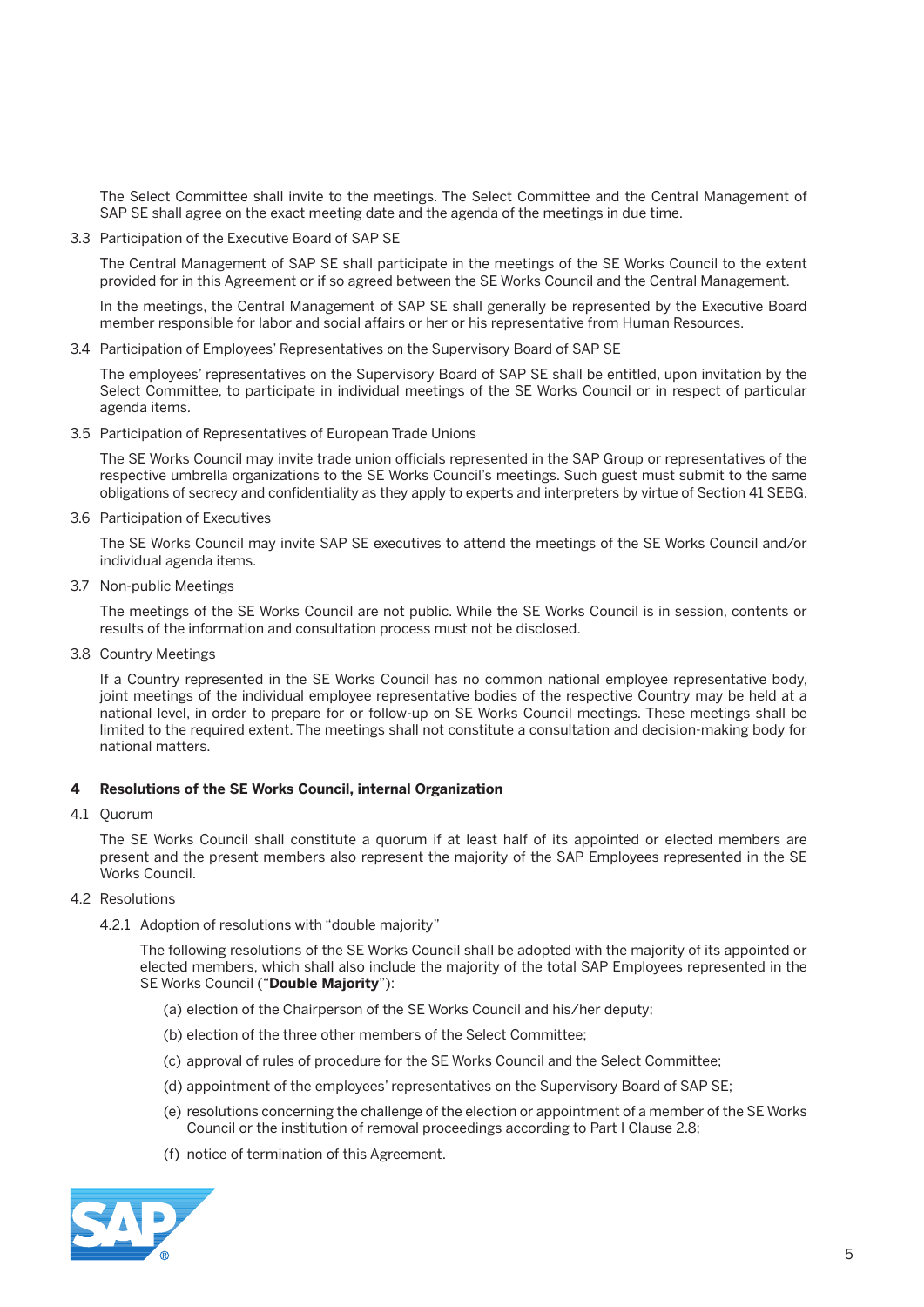The Select Committee shall invite to the meetings. The Select Committee and the Central Management of SAP SE shall agree on the exact meeting date and the agenda of the meetings in due time.

3.3 Participation of the Executive Board of SAP SE

The Central Management of SAP SE shall participate in the meetings of the SE Works Council to the extent provided for in this Agreement or if so agreed between the SE Works Council and the Central Management.

In the meetings, the Central Management of SAP SE shall generally be represented by the Executive Board member responsible for labor and social affairs or her or his representative from Human Resources.

3.4 Participation of Employees' Representatives on the Supervisory Board of SAP SE

The employees' representatives on the Supervisory Board of SAP SE shall be entitled, upon invitation by the Select Committee, to participate in individual meetings of the SE Works Council or in respect of particular agenda items.

3.5 Participation of Representatives of European Trade Unions

The SE Works Council may invite trade union officials represented in the SAP Group or representatives of the respective umbrella organizations to the SE Works Council's meetings. Such guest must submit to the same obligations of secrecy and confidentiality as they apply to experts and interpreters by virtue of Section 41 SEBG.

3.6 Participation of Executives

The SE Works Council may invite SAP SE executives to attend the meetings of the SE Works Council and/or individual agenda items.

3.7 Non-public Meetings

The meetings of the SE Works Council are not public. While the SE Works Council is in session, contents or results of the information and consultation process must not be disclosed.

3.8 Country Meetings

If a Country represented in the SE Works Council has no common national employee representative body, joint meetings of the individual employee representative bodies of the respective Country may be held at a national level, in order to prepare for or follow-up on SE Works Council meetings. These meetings shall be limited to the required extent. The meetings shall not constitute a consultation and decision-making body for national matters.

## 4 Resolutions of the SE Works Council, internal Organization

4.1 Quorum

The SE Works Council shall constitute a quorum if at least half of its appointed or elected members are present and the present members also represent the majority of the SAP Employees represented in the SE Works Council.

4.2 Resolutions

4.2.1 Adoption of resolutions with "double majority"

The following resolutions of the SE Works Council shall be adopted with the majority of its appointed or elected members, which shall also include the majority of the total SAP Employees represented in the SE Works Council ("**Double Majority**"):

(a) election of the Chairperson of the SE Works Council and his/her deputy;

(b) election of the three other members of the Select Committee;

(c) approval of rules of procedure for the SE Works Council and the Select Committee;

(d) appointment of the employees' representatives on the Supervisory Board of SAP SE;

(e) resolutions concerning the challenge of the election or appointment of a member of the SE Works Council or the institution of removal proceedings according to Part I Clause 2.8;

(f) notice of termination of this Agreement.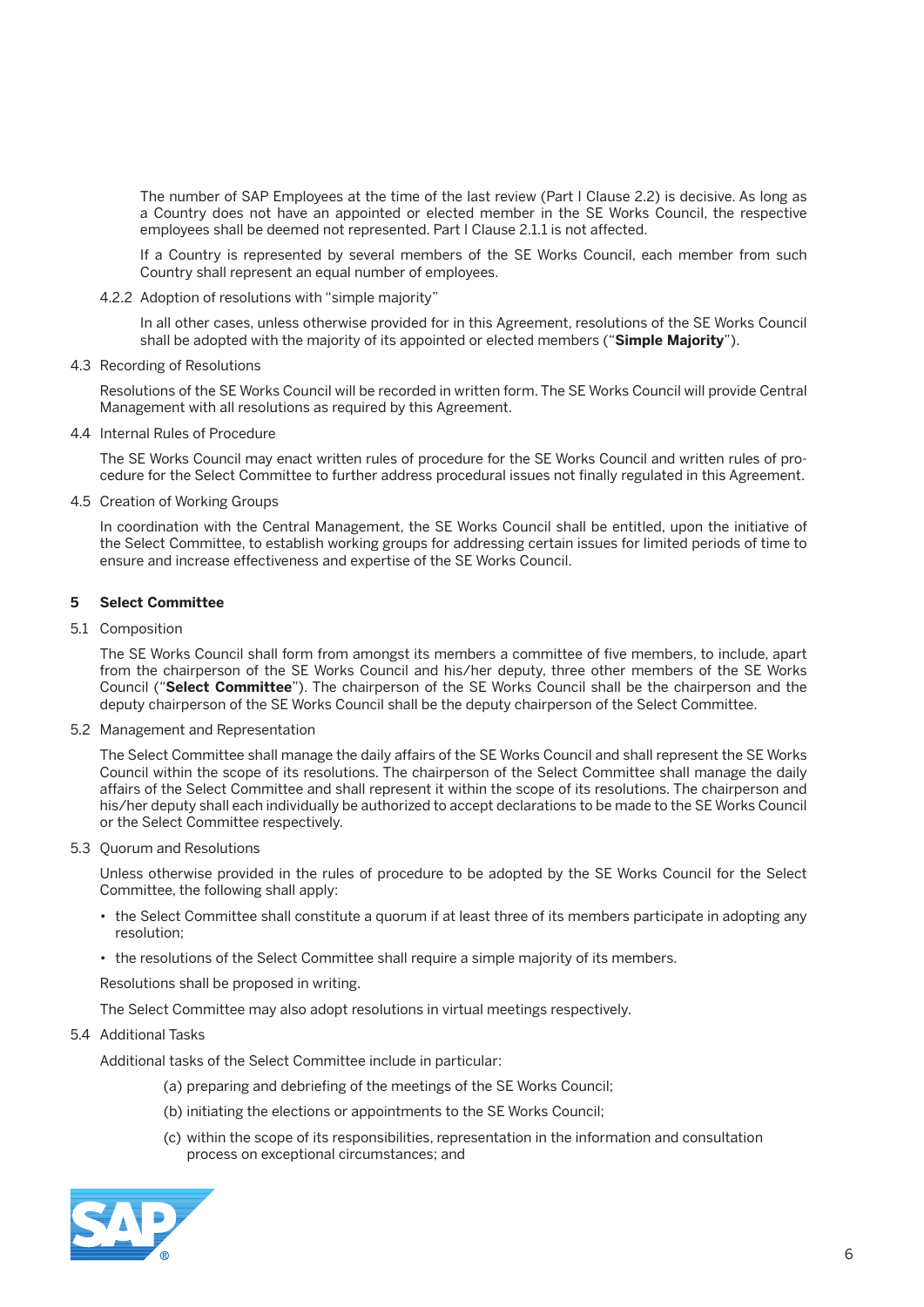The number of SAP Employees at the time of the last review (Part I Clause 2.2) is decisive. As long as a Country does not have an appointed or elected member in the SE Works Council, the respective employees shall be deemed not represented. Part I Clause 2.1.1 is not affected.

If a Country is represented by several members of the SE Works Council, each member from such Country shall represent an equal number of employees.

4.2.2 Adoption of resolutions with "simple majority"

In all other cases, unless otherwise provided for in this Agreement, resolutions of the SE Works Council shall be adopted with the majority of its appointed or elected members ("**Simple Majority**").

4.3 Recording of Resolutions

Resolutions of the SE Works Council will be recorded in written form. The SE Works Council will provide Central Management with all resolutions as required by this Agreement.

4.4 Internal Rules of Procedure

The SE Works Council may enact written rules of procedure for the SE Works Council and written rules of procedure for the Select Committee to further address procedural issues not finally regulated in this Agreement.

4.5 Creation of Working Groups

In coordination with the Central Management, the SE Works Council shall be entitled, upon the initiative of the Select Committee, to establish working groups for addressing certain issues for limited periods of time to ensure and increase effectiveness and expertise of the SE Works Council.

## 5 Select Committee

5.1 Composition

The SE Works Council shall form from amongst its members a committee of five members, to include, apart from the chairperson of the SE Works Council and his/her deputy, three other members of the SE Works Council ("**Select Committee**"). The chairperson of the SE Works Council shall be the chairperson and the deputy chairperson of the SE Works Council shall be the deputy chairperson of the Select Committee.

5.2 Management and Representation

The Select Committee shall manage the daily affairs of the SE Works Council and shall represent the SE Works Council within the scope of its resolutions. The chairperson of the Select Committee shall manage the daily affairs of the Select Committee and shall represent it within the scope of its resolutions. The chairperson and his/her deputy shall each individually be authorized to accept declarations to be made to the SE Works Council or the Select Committee respectively.

5.3 Quorum and Resolutions

Unless otherwise provided in the rules of procedure to be adopted by the SE Works Council for the Select Committee, the following shall apply:

- the Select Committee shall constitute a quorum if at least three of its members participate in adopting any resolution;
- the resolutions of the Select Committee shall require a simple majority of its members.

Resolutions shall be proposed in writing.

The Select Committee may also adopt resolutions in virtual meetings respectively.

5.4 Additional Tasks

Additional tasks of the Select Committee include in particular:

(a) preparing and debriefing of the meetings of the SE Works Council;

(b) initiating the elections or appointments to the SE Works Council;

(c) within the scope of its responsibilities, representation in the information and consultation process on exceptional circumstances; and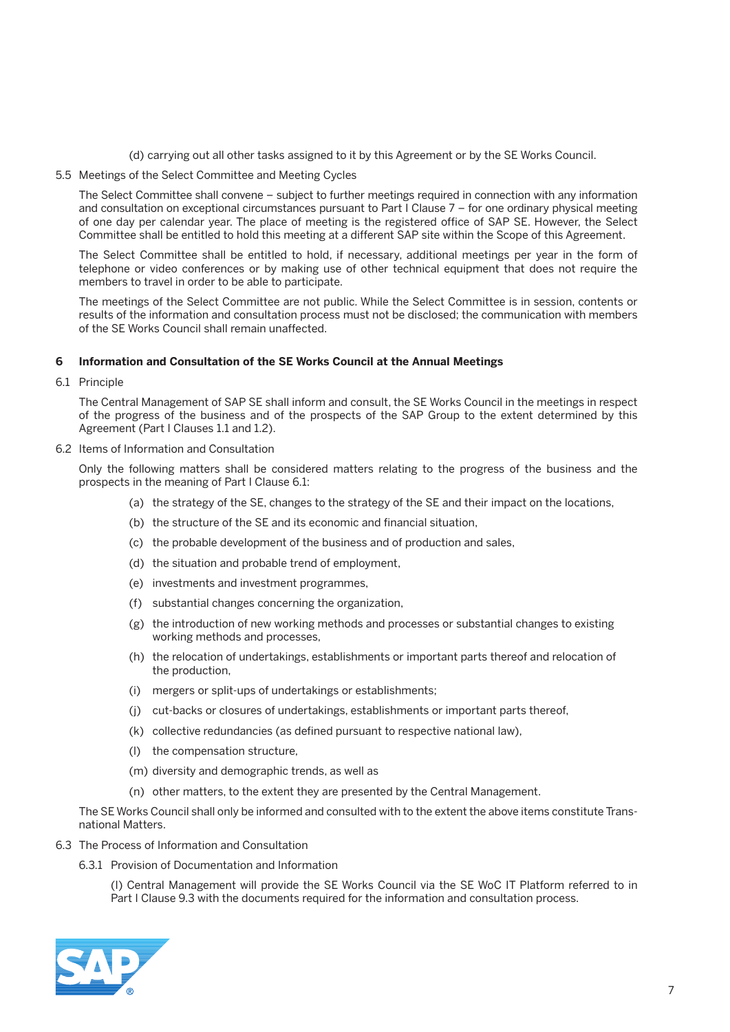(d) carrying out all other tasks assigned to it by this Agreement or by the SE Works Council.

5.5 Meetings of the Select Committee and Meeting Cycles

The Select Committee shall convene – subject to further meetings required in connection with any information and consultation on exceptional circumstances pursuant to Part I Clause 7 – for one ordinary physical meeting of one day per calendar year. The place of meeting is the registered office of SAP SE. However, the Select Committee shall be entitled to hold this meeting at a different SAP site within the Scope of this Agreement.

The Select Committee shall be entitled to hold, if necessary, additional meetings per year in the form of telephone or video conferences or by making use of other technical equipment that does not require the members to travel in order to be able to participate.

The meetings of the Select Committee are not public. While the Select Committee is in session, contents or results of the information and consultation process must not be disclosed; the communication with members of the SE Works Council shall remain unaffected.

## 6 Information and Consultation of the SE Works Council at the Annual Meetings

6.1 Principle

The Central Management of SAP SE shall inform and consult, the SE Works Council in the meetings in respect of the progress of the business and of the prospects of the SAP Group to the extent determined by this Agreement (Part I Clauses 1.1 and 1.2).

6.2 Items of Information and Consultation

Only the following matters shall be considered matters relating to the progress of the business and the prospects in the meaning of Part I Clause 6.1:

- (a) the strategy of the SE, changes to the strategy of the SE and their impact on the locations,
- (b) the structure of the SE and its economic and financial situation,
- (c) the probable development of the business and of production and sales,
- (d) the situation and probable trend of employment,
- (e) investments and investment programmes,
- (f) substantial changes concerning the organization,
- (g) the introduction of new working methods and processes or substantial changes to existing working methods and processes,
- (h) the relocation of undertakings, establishments or important parts thereof and relocation of the production,
- (i) mergers or split-ups of undertakings or establishments;
- (j) cut-backs or closures of undertakings, establishments or important parts thereof,
- (k) collective redundancies (as defined pursuant to respective national law),
- (l) the compensation structure,
- (m) diversity and demographic trends, as well as
- (n) other matters, to the extent they are presented by the Central Management.

The SE Works Council shall only be informed and consulted with to the extent the above items constitute Transnational Matters.

6.3 The Process of Information and Consultation

6.3.1 Provision of Documentation and Information

(I) Central Management will provide the SE Works Council via the SE WoC IT Platform referred to in Part I Clause 9.3 with the documents required for the information and consultation process.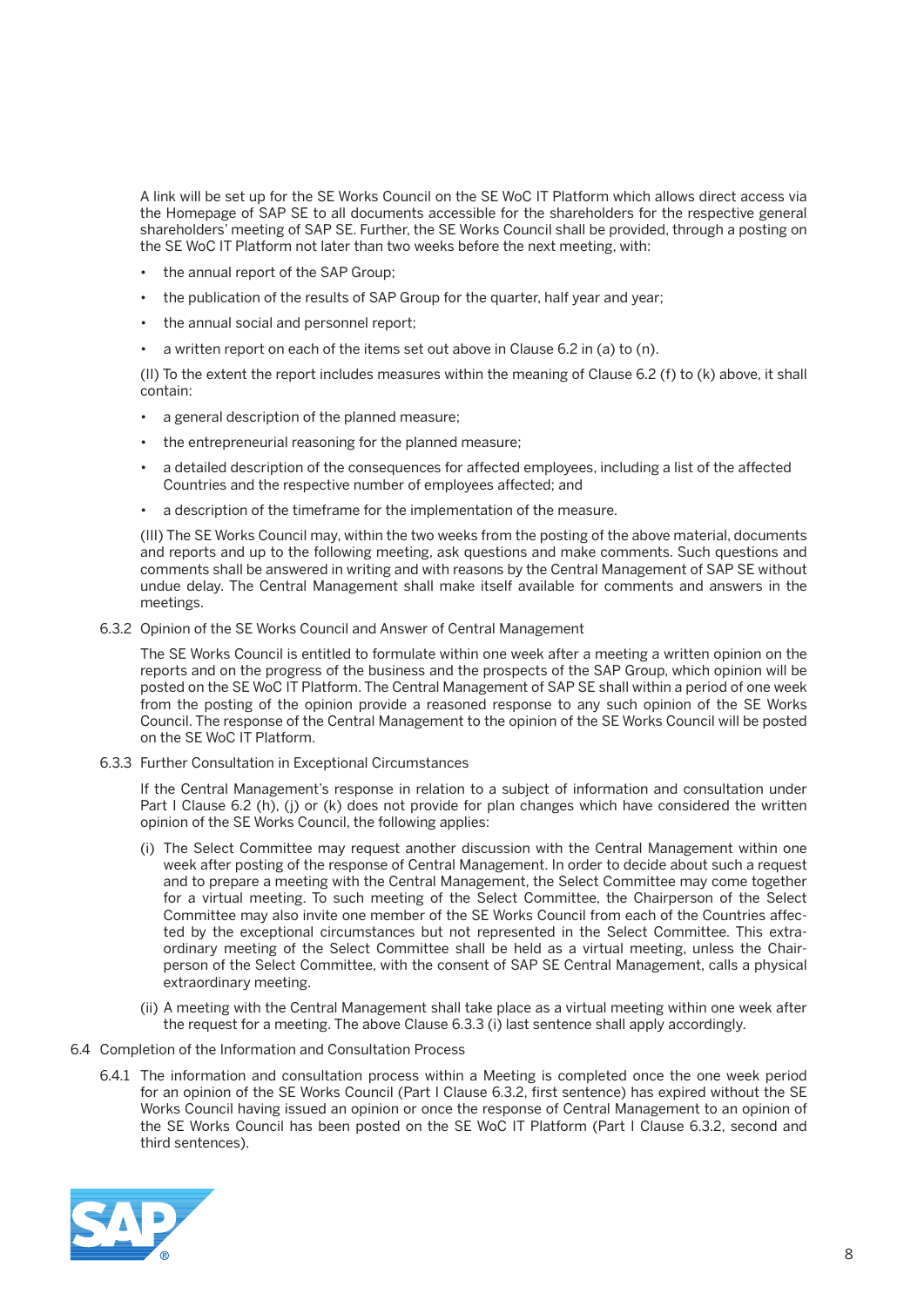A link will be set up for the SE Works Council on the SE WoC IT Platform which allows direct access via the Homepage of SAP SE to all documents accessible for the shareholders for the respective general shareholders' meeting of SAP SE. Further, the SE Works Council shall be provided, through a posting on the SE WoC IT Platform not later than two weeks before the next meeting, with:

- the annual report of the SAP Group;
- the publication of the results of SAP Group for the quarter, half year and year;
- the annual social and personnel report;
- a written report on each of the items set out above in Clause 6.2 in (a) to (n).

(II) To the extent the report includes measures within the meaning of Clause 6.2 (f) to (k) above, it shall contain:

- a general description of the planned measure;
- the entrepreneurial reasoning for the planned measure;
- a detailed description of the consequences for affected employees, including a list of the affected Countries and the respective number of employees affected; and
- a description of the timeframe for the implementation of the measure.

(III) The SE Works Council may, within the two weeks from the posting of the above material, documents and reports and up to the following meeting, ask questions and make comments. Such questions and comments shall be answered in writing and with reasons by the Central Management of SAP SE without undue delay. The Central Management shall make itself available for comments and answers in the meetings.

6.3.2 Opinion of the SE Works Council and Answer of Central Management

The SE Works Council is entitled to formulate within one week after a meeting a written opinion on the reports and on the progress of the business and the prospects of the SAP Group, which opinion will be posted on the SE WoC IT Platform. The Central Management of SAP SE shall within a period of one week from the posting of the opinion provide a reasoned response to any such opinion of the SE Works Council. The response of the Central Management to the opinion of the SE Works Council will be posted on the SE WoC IT Platform.

6.3.3 Further Consultation in Exceptional Circumstances

If the Central Management's response in relation to a subject of information and consultation under Part I Clause 6.2 (h), (j) or (k) does not provide for plan changes which have considered the written opinion of the SE Works Council, the following applies:

(i) The Select Committee may request another discussion with the Central Management within one week after posting of the response of Central Management. In order to decide about such a request and to prepare a meeting with the Central Management, the Select Committee may come together for a virtual meeting. To such meeting of the Select Committee, the Chairperson of the Select Committee may also invite one member of the SE Works Council from each of the Countries affected by the exceptional circumstances but not represented in the Select Committee. This extraordinary meeting of the Select Committee shall be held as a virtual meeting, unless the Chairperson of the Select Committee, with the consent of SAP SE Central Management, calls a physical extraordinary meeting.

(ii) A meeting with the Central Management shall take place as a virtual meeting within one week after the request for a meeting. The above Clause 6.3.3 (i) last sentence shall apply accordingly.

6.4 Completion of the Information and Consultation Process

6.4.1 The information and consultation process within a Meeting is completed once the one week period for an opinion of the SE Works Council (Part I Clause 6.3.2, first sentence) has expired without the SE Works Council having issued an opinion or once the response of Central Management to an opinion of the SE Works Council has been posted on the SE WoC IT Platform (Part I Clause 6.3.2, second and third sentences).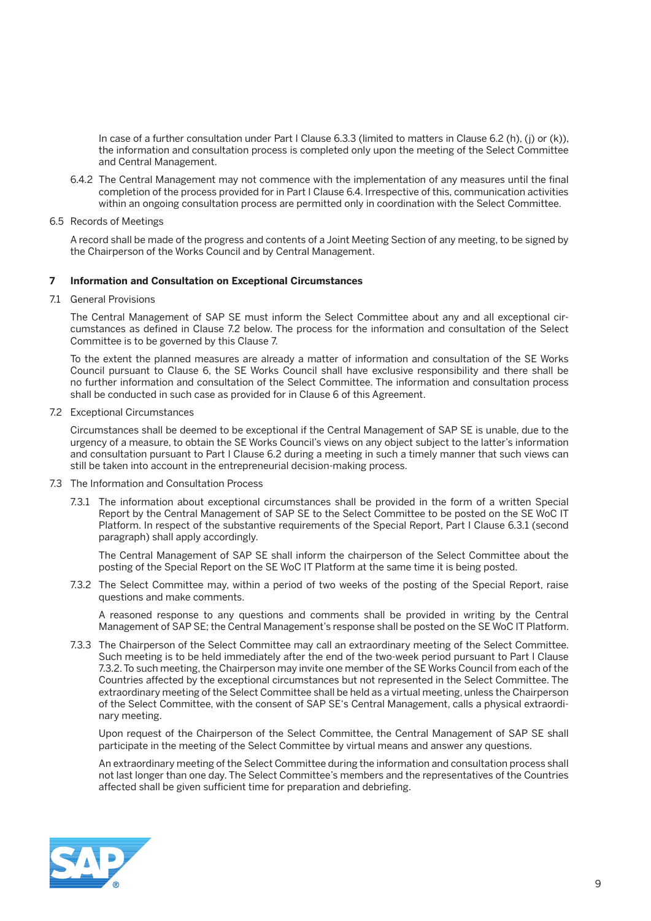In case of a further consultation under Part I Clause 6.3.3 (limited to matters in Clause 6.2 (h), (j) or (k)), the information and consultation process is completed only upon the meeting of the Select Committee and Central Management.

6.4.2 The Central Management may not commence with the implementation of any measures until the final completion of the process provided for in Part I Clause 6.4. Irrespective of this, communication activities within an ongoing consultation process are permitted only in coordination with the Select Committee.

6.5 Records of Meetings

A record shall be made of the progress and contents of a Joint Meeting Section of any meeting, to be signed by the Chairperson of the Works Council and by Central Management.

## 7 Information and Consultation on Exceptional Circumstances

7.1 General Provisions

The Central Management of SAP SE must inform the Select Committee about any and all exceptional circumstances as defined in Clause 7.2 below. The process for the information and consultation of the Select Committee is to be governed by this Clause 7.

To the extent the planned measures are already a matter of information and consultation of the SE Works Council pursuant to Clause 6, the SE Works Council shall have exclusive responsibility and there shall be no further information and consultation of the Select Committee. The information and consultation process shall be conducted in such case as provided for in Clause 6 of this Agreement.

7.2 Exceptional Circumstances

Circumstances shall be deemed to be exceptional if the Central Management of SAP SE is unable, due to the urgency of a measure, to obtain the SE Works Council's views on any object subject to the latter's information and consultation pursuant to Part I Clause 6.2 during a meeting in such a timely manner that such views can still be taken into account in the entrepreneurial decision-making process.

7.3 The Information and Consultation Process

7.3.1 The information about exceptional circumstances shall be provided in the form of a written Special Report by the Central Management of SAP SE to the Select Committee to be posted on the SE WoC IT Platform. In respect of the substantive requirements of the Special Report, Part I Clause 6.3.1 (second paragraph) shall apply accordingly.

The Central Management of SAP SE shall inform the chairperson of the Select Committee about the posting of the Special Report on the SE WoC IT Platform at the same time it is being posted.

7.3.2 The Select Committee may, within a period of two weeks of the posting of the Special Report, raise questions and make comments.

A reasoned response to any questions and comments shall be provided in writing by the Central Management of SAP SE; the Central Management's response shall be posted on the SE WoC IT Platform.

7.3.3 The Chairperson of the Select Committee may call an extraordinary meeting of the Select Committee. Such meeting is to be held immediately after the end of the two-week period pursuant to Part I Clause 7.3.2. To such meeting, the Chairperson may invite one member of the SE Works Council from each of the Countries affected by the exceptional circumstances but not represented in the Select Committee. The extraordinary meeting of the Select Committee shall be held as a virtual meeting, unless the Chairperson of the Select Committee, with the consent of SAP SE's Central Management, calls a physical extraordinary meeting.

Upon request of the Chairperson of the Select Committee, the Central Management of SAP SE shall participate in the meeting of the Select Committee by virtual means and answer any questions.

An extraordinary meeting of the Select Committee during the information and consultation process shall not last longer than one day. The Select Committee's members and the representatives of the Countries affected shall be given sufficient time for preparation and debriefing.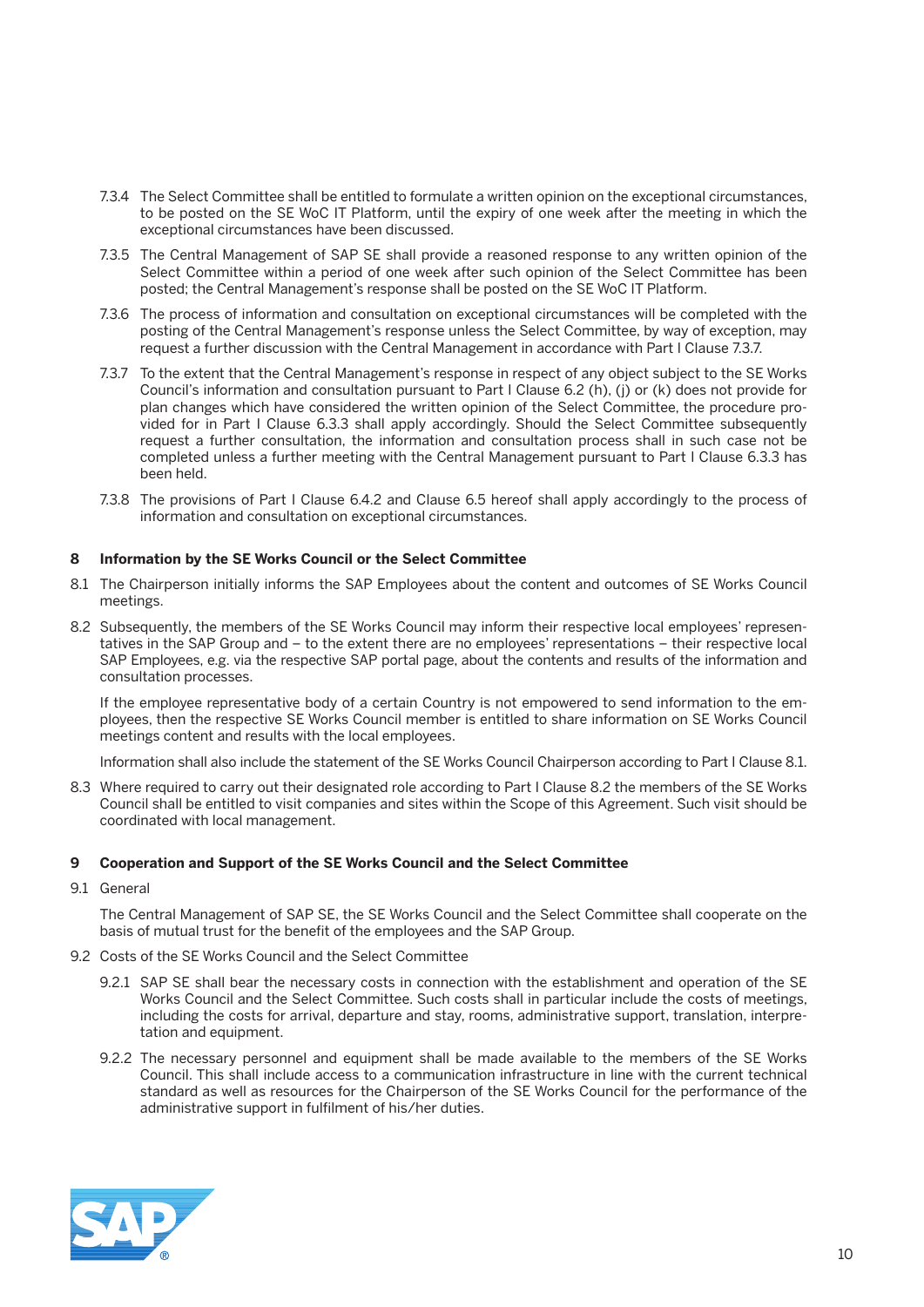7.3.4 The Select Committee shall be entitled to formulate a written opinion on the exceptional circumstances, to be posted on the SE WoC IT Platform, until the expiry of one week after the meeting in which the exceptional circumstances have been discussed.

7.3.5 The Central Management of SAP SE shall provide a reasoned response to any written opinion of the Select Committee within a period of one week after such opinion of the Select Committee has been posted; the Central Management's response shall be posted on the SE WoC IT Platform.

7.3.6 The process of information and consultation on exceptional circumstances will be completed with the posting of the Central Management's response unless the Select Committee, by way of exception, may request a further discussion with the Central Management in accordance with Part I Clause 7.3.7.

7.3.7 To the extent that the Central Management's response in respect of any object subject to the SE Works Council's information and consultation pursuant to Part I Clause 6.2 (h), (j) or (k) does not provide for plan changes which have considered the written opinion of the Select Committee, the procedure provided for in Part I Clause 6.3.3 shall apply accordingly. Should the Select Committee subsequently request a further consultation, the information and consultation process shall in such case not be completed unless a further meeting with the Central Management pursuant to Part I Clause 6.3.3 has been held.

7.3.8 The provisions of Part I Clause 6.4.2 and Clause 6.5 hereof shall apply accordingly to the process of information and consultation on exceptional circumstances.

## 8 Information by the SE Works Council or the Select Committee

8.1 The Chairperson initially informs the SAP Employees about the content and outcomes of SE Works Council meetings.

8.2 Subsequently, the members of the SE Works Council may inform their respective local employees' representatives in the SAP Group and – to the extent there are no employees' representations – their respective local SAP Employees, e.g. via the respective SAP portal page, about the contents and results of the information and consultation processes.

If the employee representative body of a certain Country is not empowered to send information to the employees, then the respective SE Works Council member is entitled to share information on SE Works Council meetings content and results with the local employees.

Information shall also include the statement of the SE Works Council Chairperson according to Part I Clause 8.1.

8.3 Where required to carry out their designated role according to Part I Clause 8.2 the members of the SE Works Council shall be entitled to visit companies and sites within the Scope of this Agreement. Such visit should be coordinated with local management.

## 9 Cooperation and Support of the SE Works Council and the Select Committee

9.1 General

The Central Management of SAP SE, the SE Works Council and the Select Committee shall cooperate on the basis of mutual trust for the benefit of the employees and the SAP Group.

9.2 Costs of the SE Works Council and the Select Committee

9.2.1 SAP SE shall bear the necessary costs in connection with the establishment and operation of the SE Works Council and the Select Committee. Such costs shall in particular include the costs of meetings, including the costs for arrival, departure and stay, rooms, administrative support, translation, interpretation and equipment.

9.2.2 The necessary personnel and equipment shall be made available to the members of the SE Works Council. This shall include access to a communication infrastructure in line with the current technical standard as well as resources for the Chairperson of the SE Works Council for the performance of the administrative support in fulfilment of his/her duties.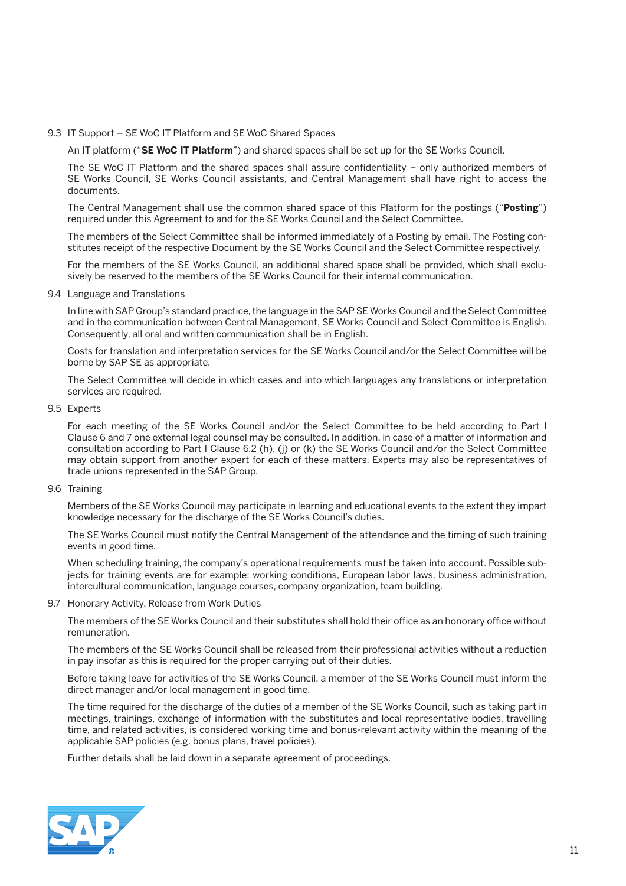### 9.3 IT Support – SE WoC IT Platform and SE WoC Shared Spaces

An IT platform ("**SE WoC IT Platform**") and shared spaces shall be set up for the SE Works Council.

The SE WoC IT Platform and the shared spaces shall assure confidentiality – only authorized members of SE Works Council, SE Works Council assistants, and Central Management shall have right to access the documents.

The Central Management shall use the common shared space of this Platform for the postings ("**Posting**") required under this Agreement to and for the SE Works Council and the Select Committee.

The members of the Select Committee shall be informed immediately of a Posting by email. The Posting constitutes receipt of the respective Document by the SE Works Council and the Select Committee respectively.

For the members of the SE Works Council, an additional shared space shall be provided, which shall exclusively be reserved to the members of the SE Works Council for their internal communication.

### 9.4 Language and Translations

In line with SAP Group's standard practice, the language in the SAP SE Works Council and the Select Committee and in the communication between Central Management, SE Works Council and Select Committee is English. Consequently, all oral and written communication shall be in English.

Costs for translation and interpretation services for the SE Works Council and/or the Select Committee will be borne by SAP SE as appropriate.

The Select Committee will decide in which cases and into which languages any translations or interpretation services are required.

### 9.5 Experts

For each meeting of the SE Works Council and/or the Select Committee to be held according to Part I Clause 6 and 7 one external legal counsel may be consulted. In addition, in case of a matter of information and consultation according to Part I Clause 6.2 (h), (j) or (k) the SE Works Council and/or the Select Committee may obtain support from another expert for each of these matters. Experts may also be representatives of trade unions represented in the SAP Group.

### 9.6 Training

Members of the SE Works Council may participate in learning and educational events to the extent they impart knowledge necessary for the discharge of the SE Works Council's duties.

The SE Works Council must notify the Central Management of the attendance and the timing of such training events in good time.

When scheduling training, the company's operational requirements must be taken into account. Possible subjects for training events are for example: working conditions, European labor laws, business administration, intercultural communication, language courses, company organization, team building.

### 9.7 Honorary Activity, Release from Work Duties

The members of the SE Works Council and their substitutes shall hold their office as an honorary office without remuneration.

The members of the SE Works Council shall be released from their professional activities without a reduction in pay insofar as this is required for the proper carrying out of their duties.

Before taking leave for activities of the SE Works Council, a member of the SE Works Council must inform the direct manager and/or local management in good time.

The time required for the discharge of the duties of a member of the SE Works Council, such as taking part in meetings, trainings, exchange of information with the substitutes and local representative bodies, travelling time, and related activities, is considered working time and bonus-relevant activity within the meaning of the applicable SAP policies (e.g. bonus plans, travel policies).

Further details shall be laid down in a separate agreement of proceedings.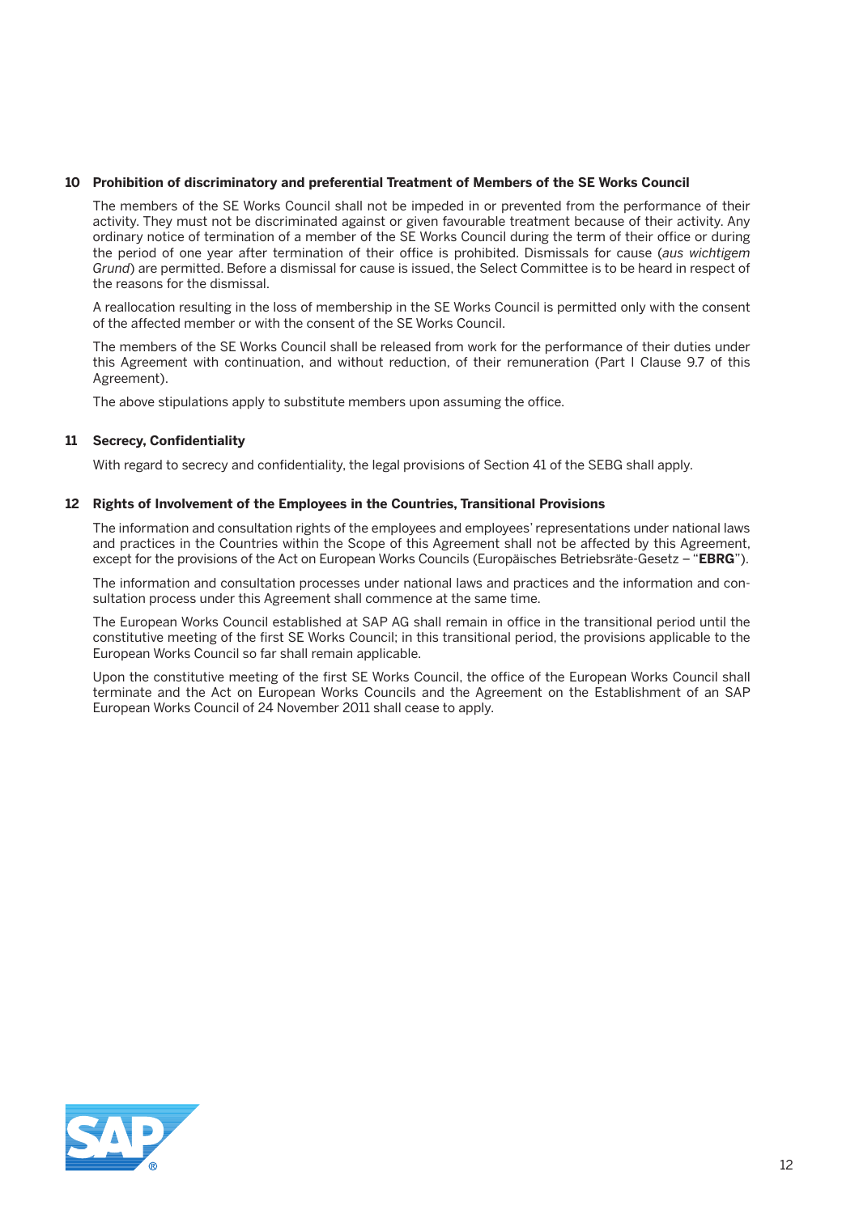## 10 Prohibition of discriminatory and preferential Treatment of Members of the SE Works Council

The members of the SE Works Council shall not be impeded in or prevented from the performance of their activity. They must not be discriminated against or given favourable treatment because of their activity. Any ordinary notice of termination of a member of the SE Works Council during the term of their office or during the period of one year after termination of their office is prohibited. Dismissals for cause (*aus wichtigem Grund*) are permitted. Before a dismissal for cause is issued, the Select Committee is to be heard in respect of the reasons for the dismissal.

A reallocation resulting in the loss of membership in the SE Works Council is permitted only with the consent of the affected member or with the consent of the SE Works Council.

The members of the SE Works Council shall be released from work for the performance of their duties under this Agreement with continuation, and without reduction, of their remuneration (Part I Clause 9.7 of this Agreement).

The above stipulations apply to substitute members upon assuming the office.

## 11 Secrecy, Confidentiality

With regard to secrecy and confidentiality, the legal provisions of Section 41 of the SEBG shall apply.

## 12 Rights of Involvement of the Employees in the Countries, Transitional Provisions

The information and consultation rights of the employees and employees' representations under national laws and practices in the Countries within the Scope of this Agreement shall not be affected by this Agreement, except for the provisions of the Act on European Works Councils (Europäisches Betriebsräte-Gesetz – "**EBRG**").

The information and consultation processes under national laws and practices and the information and consultation process under this Agreement shall commence at the same time.

The European Works Council established at SAP AG shall remain in office in the transitional period until the constitutive meeting of the first SE Works Council; in this transitional period, the provisions applicable to the European Works Council so far shall remain applicable.

Upon the constitutive meeting of the first SE Works Council, the office of the European Works Council shall terminate and the Act on European Works Councils and the Agreement on the Establishment of an SAP European Works Council of 24 November 2011 shall cease to apply.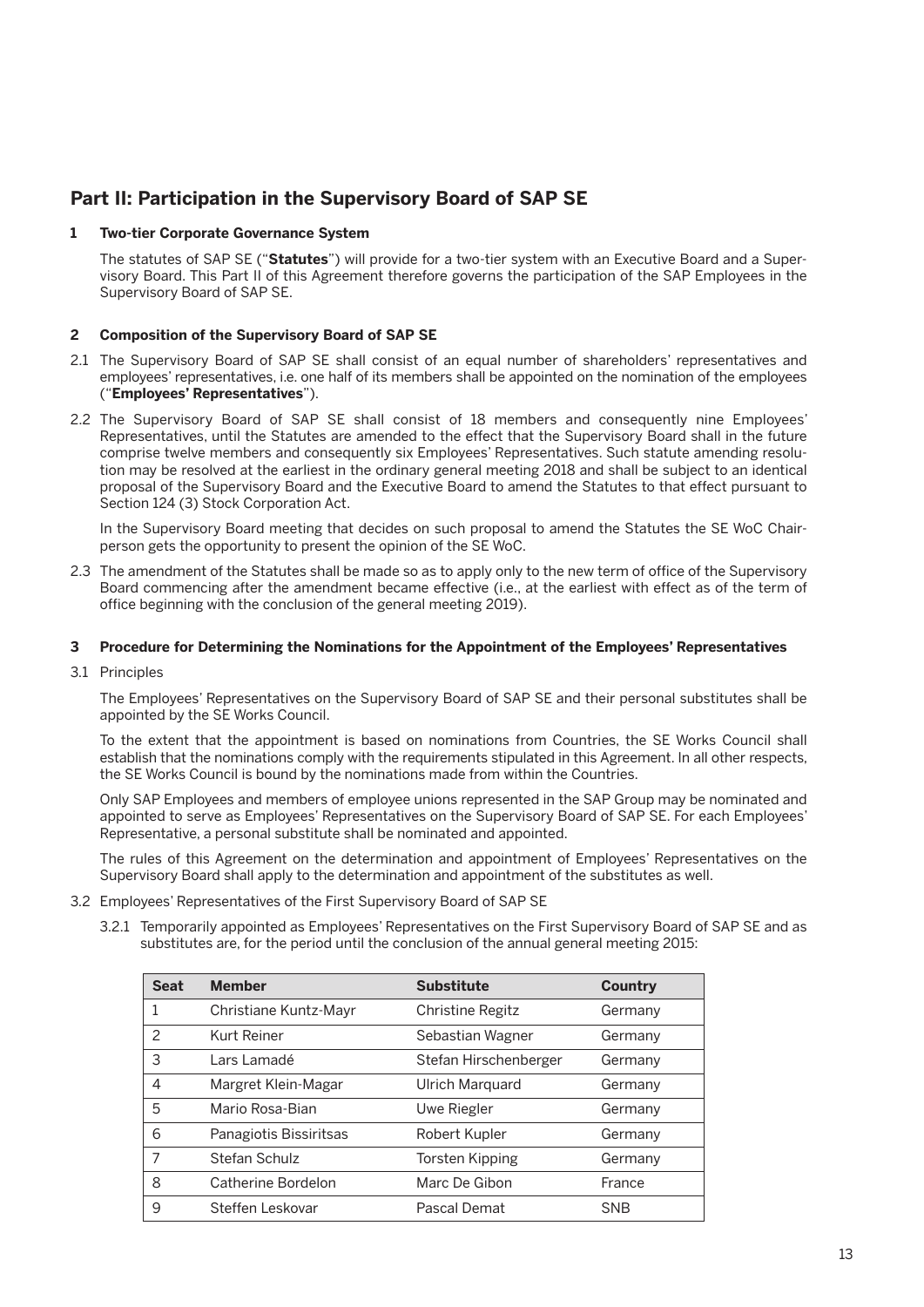## Part II: Participation in the Supervisory Board of SAP SE

### 1 Two-tier Corporate Governance System

The statutes of SAP SE ("**Statutes**") will provide for a two-tier system with an Executive Board and a Supervisory Board. This Part II of this Agreement therefore governs the participation of the SAP Employees in the Supervisory Board of SAP SE.

### 2 Composition of the Supervisory Board of SAP SE

2.1 The Supervisory Board of SAP SE shall consist of an equal number of shareholders' representatives and employees' representatives, i.e. one half of its members shall be appointed on the nomination of the employees ("**Employees' Representatives**").

2.2 The Supervisory Board of SAP SE shall consist of 18 members and consequently nine Employees' Representatives, until the Statutes are amended to the effect that the Supervisory Board shall in the future comprise twelve members and consequently six Employees' Representatives. Such statute amending resolution may be resolved at the earliest in the ordinary general meeting 2018 and shall be subject to an identical proposal of the Supervisory Board and the Executive Board to amend the Statutes to that effect pursuant to Section 124 (3) Stock Corporation Act.

In the Supervisory Board meeting that decides on such proposal to amend the Statutes the SE WoC Chairperson gets the opportunity to present the opinion of the SE WoC.

2.3 The amendment of the Statutes shall be made so as to apply only to the new term of office of the Supervisory Board commencing after the amendment became effective (i.e., at the earliest with effect as of the term of office beginning with the conclusion of the general meeting 2019).

### 3 Procedure for Determining the Nominations for the Appointment of the Employees' Representatives

3.1 Principles

The Employees' Representatives on the Supervisory Board of SAP SE and their personal substitutes shall be appointed by the SE Works Council.

To the extent that the appointment is based on nominations from Countries, the SE Works Council shall establish that the nominations comply with the requirements stipulated in this Agreement. In all other respects, the SE Works Council is bound by the nominations made from within the Countries.

Only SAP Employees and members of employee unions represented in the SAP Group may be nominated and appointed to serve as Employees' Representatives on the Supervisory Board of SAP SE. For each Employees' Representative, a personal substitute shall be nominated and appointed.

The rules of this Agreement on the determination and appointment of Employees' Representatives on the Supervisory Board shall apply to the determination and appointment of the substitutes as well.

3.2 Employees' Representatives of the First Supervisory Board of SAP SE

3.2.1 Temporarily appointed as Employees' Representatives on the First Supervisory Board of SAP SE and as substitutes are, for the period until the conclusion of the annual general meeting 2015:

| Seat | Member | Substitute | Country |
|---|---|---|---|
| 1 | Christiane Kuntz-Mayr | Christine Regitz | Germany |
| 2 | Kurt Reiner | Sebastian Wagner | Germany |
| 3 | Lars Lamadé | Stefan Hirschenberger | Germany |
| 4 | Margret Klein-Magar | Ulrich Marquard | Germany |
| 5 | Mario Rosa-Bian | Uwe Riegler | Germany |
| 6 | Panagiotis Bissiritsas | Robert Kupler | Germany |
| 7 | Stefan Schulz | Torsten Kipping | Germany |
| 8 | Catherine Bordelon | Marc De Gibon | France |
| 9 | Steffen Leskovar | Pascal Demat | SNB |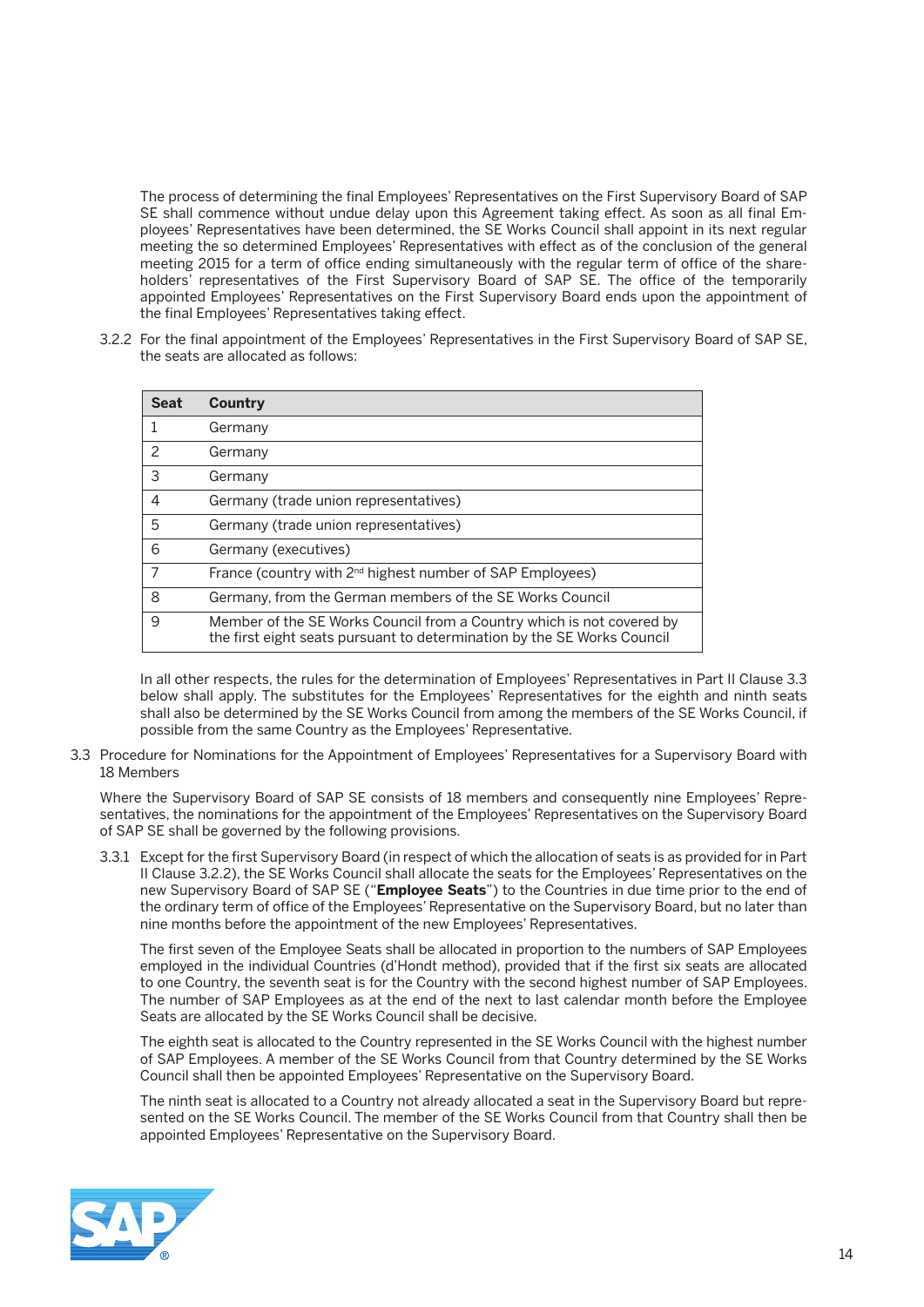The process of determining the final Employees' Representatives on the First Supervisory Board of SAP SE shall commence without undue delay upon this Agreement taking effect. As soon as all final Employees' Representatives have been determined, the SE Works Council shall appoint in its next regular meeting the so determined Employees' Representatives with effect as of the conclusion of the general meeting 2015 for a term of office ending simultaneously with the regular term of office of the shareholders' representatives of the First Supervisory Board of SAP SE. The office of the temporarily appointed Employees' Representatives on the First Supervisory Board ends upon the appointment of the final Employees' Representatives taking effect.

3.2.2 For the final appointment of the Employees' Representatives in the First Supervisory Board of SAP SE, the seats are allocated as follows:

| Seat | Country |
|---|---|
| 1 | Germany |
| 2 | Germany |
| 3 | Germany |
| 4 | Germany (trade union representatives) |
| 5 | Germany (trade union representatives) |
| 6 | Germany (executives) |
| 7 | France (country with 2nd highest number of SAP Employees) |
| 8 | Germany, from the German members of the SE Works Council |
| 9 | Member of the SE Works Council from a Country which is not covered by the first eight seats pursuant to determination by the SE Works Council |

In all other respects, the rules for the determination of Employees' Representatives in Part II Clause 3.3 below shall apply. The substitutes for the Employees' Representatives for the eighth and ninth seats shall also be determined by the SE Works Council from among the members of the SE Works Council, if possible from the same Country as the Employees' Representative.

3.3 Procedure for Nominations for the Appointment of Employees' Representatives for a Supervisory Board with 18 Members

Where the Supervisory Board of SAP SE consists of 18 members and consequently nine Employees' Representatives, the nominations for the appointment of the Employees' Representatives on the Supervisory Board of SAP SE shall be governed by the following provisions.

3.3.1 Except for the first Supervisory Board (in respect of which the allocation of seats is as provided for in Part II Clause 3.2.2), the SE Works Council shall allocate the seats for the Employees' Representatives on the new Supervisory Board of SAP SE ("**Employee Seats**") to the Countries in due time prior to the end of the ordinary term of office of the Employees' Representative on the Supervisory Board, but no later than nine months before the appointment of the new Employees' Representatives.

The first seven of the Employee Seats shall be allocated in proportion to the numbers of SAP Employees employed in the individual Countries (d'Hondt method), provided that if the first six seats are allocated to one Country, the seventh seat is for the Country with the second highest number of SAP Employees. The number of SAP Employees as at the end of the next to last calendar month before the Employee Seats are allocated by the SE Works Council shall be decisive.

The eighth seat is allocated to the Country represented in the SE Works Council with the highest number of SAP Employees. A member of the SE Works Council from that Country determined by the SE Works Council shall then be appointed Employees' Representative on the Supervisory Board.

The ninth seat is allocated to a Country not already allocated a seat in the Supervisory Board but represented on the SE Works Council. The member of the SE Works Council from that Country shall then be appointed Employees' Representative on the Supervisory Board.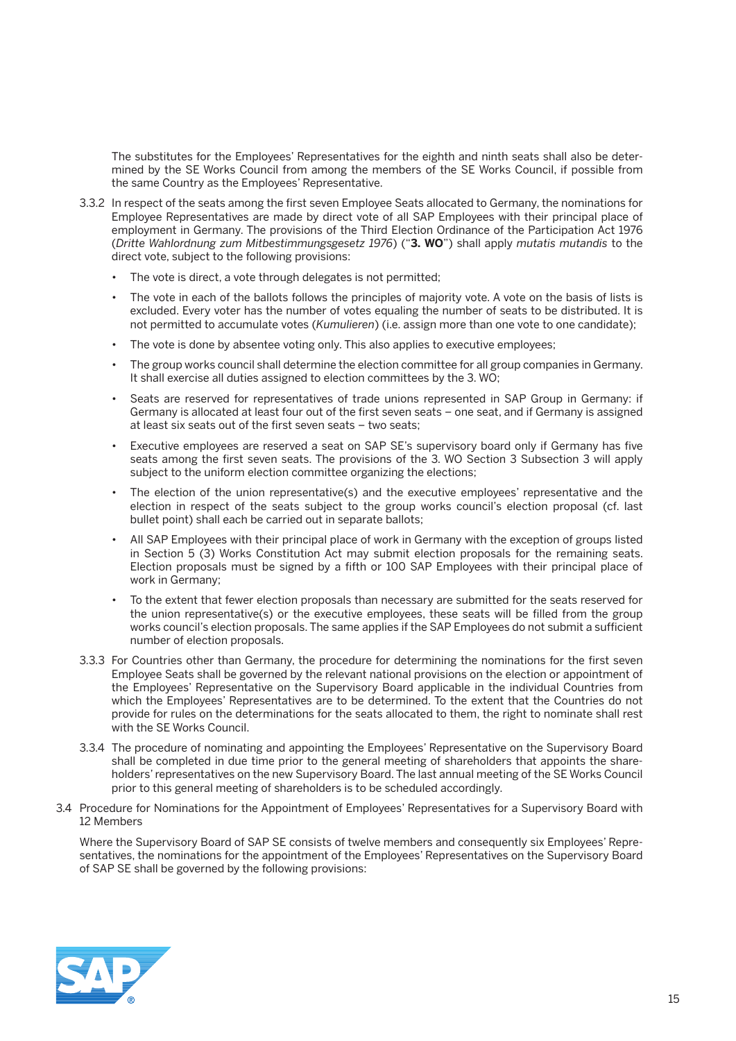The substitutes for the Employees' Representatives for the eighth and ninth seats shall also be determined by the SE Works Council from among the members of the SE Works Council, if possible from the same Country as the Employees' Representative.

3.3.2 In respect of the seats among the first seven Employee Seats allocated to Germany, the nominations for Employee Representatives are made by direct vote of all SAP Employees with their principal place of employment in Germany. The provisions of the Third Election Ordinance of the Participation Act 1976 (*Dritte Wahlordnung zum Mitbestimmungsgesetz 1976*) ("**3. WO**") shall apply *mutatis mutandis* to the direct vote, subject to the following provisions:

- The vote is direct, a vote through delegates is not permitted;
- The vote in each of the ballots follows the principles of majority vote. A vote on the basis of lists is excluded. Every voter has the number of votes equaling the number of seats to be distributed. It is not permitted to accumulate votes (*Kumulieren*) (i.e. assign more than one vote to one candidate);
- The vote is done by absentee voting only. This also applies to executive employees;
- The group works council shall determine the election committee for all group companies in Germany. It shall exercise all duties assigned to election committees by the 3. WO;
- Seats are reserved for representatives of trade unions represented in SAP Group in Germany: if Germany is allocated at least four out of the first seven seats – one seat, and if Germany is assigned at least six seats out of the first seven seats – two seats;
- Executive employees are reserved a seat on SAP SE's supervisory board only if Germany has five seats among the first seven seats. The provisions of the 3. WO Section 3 Subsection 3 will apply subject to the uniform election committee organizing the elections;
- The election of the union representative(s) and the executive employees' representative and the election in respect of the seats subject to the group works council's election proposal (cf. last bullet point) shall each be carried out in separate ballots;
- All SAP Employees with their principal place of work in Germany with the exception of groups listed in Section 5 (3) Works Constitution Act may submit election proposals for the remaining seats. Election proposals must be signed by a fifth or 100 SAP Employees with their principal place of work in Germany;
- To the extent that fewer election proposals than necessary are submitted for the seats reserved for the union representative(s) or the executive employees, these seats will be filled from the group works council's election proposals. The same applies if the SAP Employees do not submit a sufficient number of election proposals.

3.3.3 For Countries other than Germany, the procedure for determining the nominations for the first seven Employee Seats shall be governed by the relevant national provisions on the election or appointment of the Employees' Representative on the Supervisory Board applicable in the individual Countries from which the Employees' Representatives are to be determined. To the extent that the Countries do not provide for rules on the determinations for the seats allocated to them, the right to nominate shall rest with the SE Works Council.

3.3.4 The procedure of nominating and appointing the Employees' Representative on the Supervisory Board shall be completed in due time prior to the general meeting of shareholders that appoints the shareholders' representatives on the new Supervisory Board. The last annual meeting of the SE Works Council prior to this general meeting of shareholders is to be scheduled accordingly.

3.4 Procedure for Nominations for the Appointment of Employees' Representatives for a Supervisory Board with 12 Members

Where the Supervisory Board of SAP SE consists of twelve members and consequently six Employees' Representatives, the nominations for the appointment of the Employees' Representatives on the Supervisory Board of SAP SE shall be governed by the following provisions: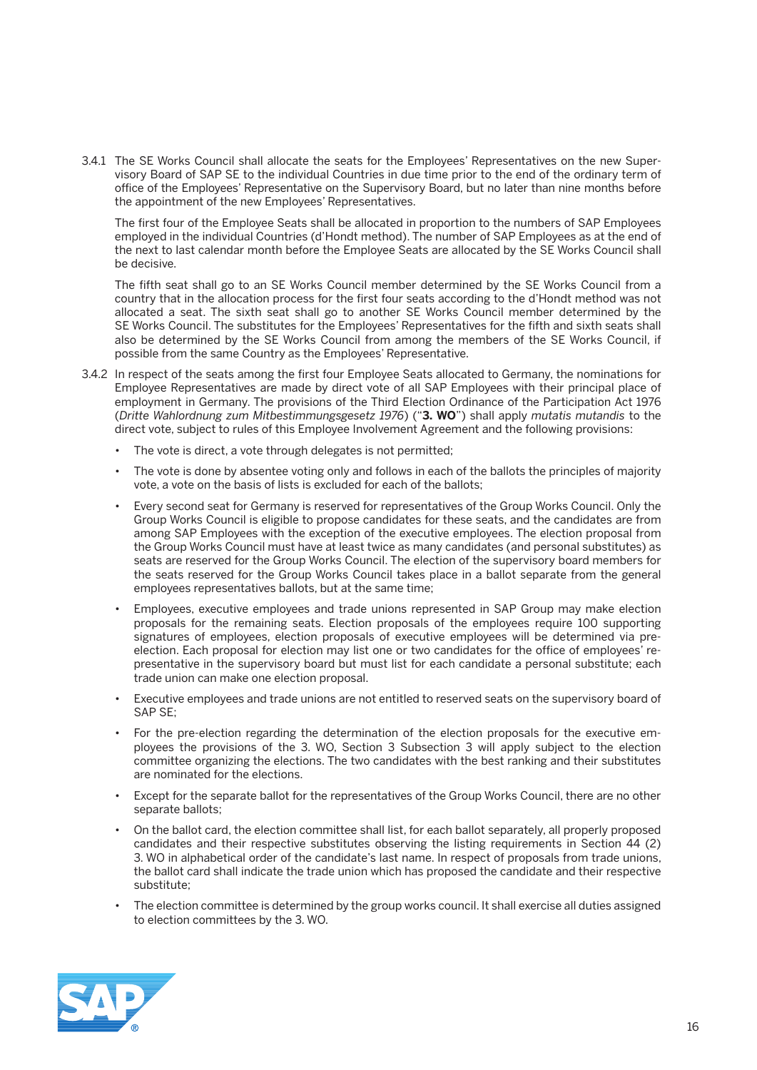3.4.1 The SE Works Council shall allocate the seats for the Employees' Representatives on the new Supervisory Board of SAP SE to the individual Countries in due time prior to the end of the ordinary term of office of the Employees' Representative on the Supervisory Board, but no later than nine months before the appointment of the new Employees' Representatives.

The first four of the Employee Seats shall be allocated in proportion to the numbers of SAP Employees employed in the individual Countries (d'Hondt method). The number of SAP Employees as at the end of the next to last calendar month before the Employee Seats are allocated by the SE Works Council shall be decisive.

The fifth seat shall go to an SE Works Council member determined by the SE Works Council from a country that in the allocation process for the first four seats according to the d'Hondt method was not allocated a seat. The sixth seat shall go to another SE Works Council member determined by the SE Works Council. The substitutes for the Employees' Representatives for the fifth and sixth seats shall also be determined by the SE Works Council from among the members of the SE Works Council, if possible from the same Country as the Employees' Representative.

3.4.2 In respect of the seats among the first four Employee Seats allocated to Germany, the nominations for Employee Representatives are made by direct vote of all SAP Employees with their principal place of employment in Germany. The provisions of the Third Election Ordinance of the Participation Act 1976 (*Dritte Wahlordnung zum Mitbestimmungsgesetz 1976*) ("**3. WO**") shall apply *mutatis mutandis* to the direct vote, subject to rules of this Employee Involvement Agreement and the following provisions:

- The vote is direct, a vote through delegates is not permitted;
- The vote is done by absentee voting only and follows in each of the ballots the principles of majority vote, a vote on the basis of lists is excluded for each of the ballots;
- Every second seat for Germany is reserved for representatives of the Group Works Council. Only the Group Works Council is eligible to propose candidates for these seats, and the candidates are from among SAP Employees with the exception of the executive employees. The election proposal from the Group Works Council must have at least twice as many candidates (and personal substitutes) as seats are reserved for the Group Works Council. The election of the supervisory board members for the seats reserved for the Group Works Council takes place in a ballot separate from the general employees representatives ballots, but at the same time;
- Employees, executive employees and trade unions represented in SAP Group may make election proposals for the remaining seats. Election proposals of the employees require 100 supporting signatures of employees, election proposals of executive employees will be determined via pre-election. Each proposal for election may list one or two candidates for the office of employees' representative in the supervisory board but must list for each candidate a personal substitute; each trade union can make one election proposal.
- Executive employees and trade unions are not entitled to reserved seats on the supervisory board of SAP SE;
- For the pre-election regarding the determination of the election proposals for the executive employees the provisions of the 3. WO, Section 3 Subsection 3 will apply subject to the election committee organizing the elections. The two candidates with the best ranking and their substitutes are nominated for the elections.
- Except for the separate ballot for the representatives of the Group Works Council, there are no other separate ballots;
- On the ballot card, the election committee shall list, for each ballot separately, all properly proposed candidates and their respective substitutes observing the listing requirements in Section 44 (2) 3. WO in alphabetical order of the candidate's last name. In respect of proposals from trade unions, the ballot card shall indicate the trade union which has proposed the candidate and their respective substitute;
- The election committee is determined by the group works council. It shall exercise all duties assigned to election committees by the 3. WO.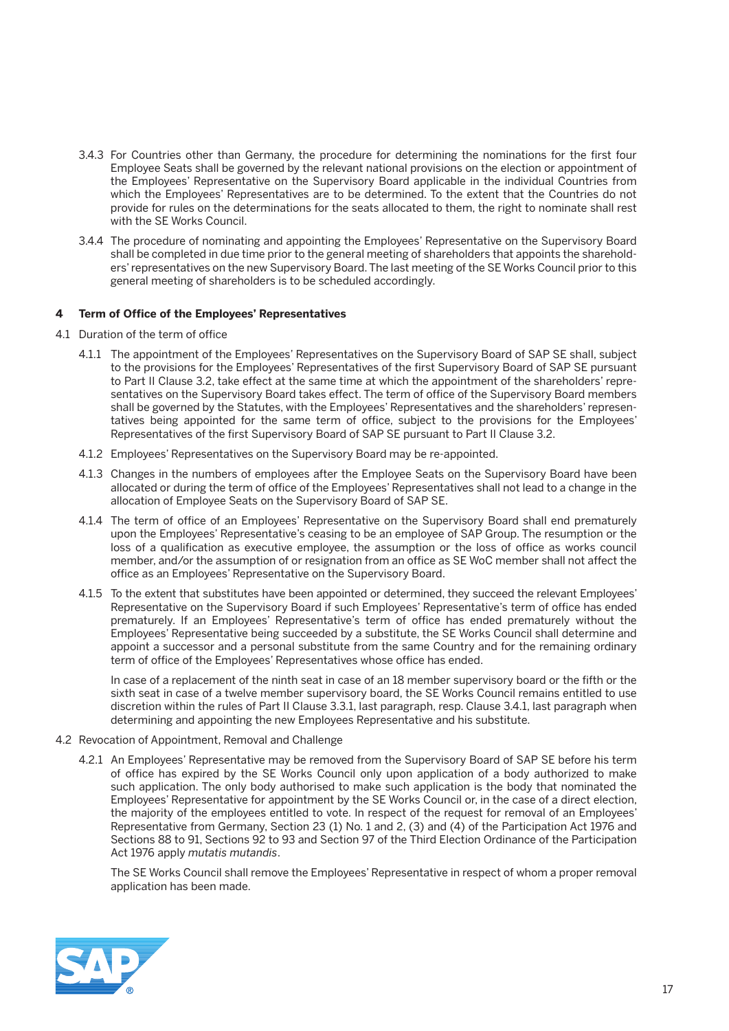3.4.3 For Countries other than Germany, the procedure for determining the nominations for the first four Employee Seats shall be governed by the relevant national provisions on the election or appointment of the Employees' Representative on the Supervisory Board applicable in the individual Countries from which the Employees' Representatives are to be determined. To the extent that the Countries do not provide for rules on the determinations for the seats allocated to them, the right to nominate shall rest with the SE Works Council.

3.4.4 The procedure of nominating and appointing the Employees' Representative on the Supervisory Board shall be completed in due time prior to the general meeting of shareholders that appoints the shareholders' representatives on the new Supervisory Board. The last meeting of the SE Works Council prior to this general meeting of shareholders is to be scheduled accordingly.

## 4 Term of Office of the Employees' Representatives

4.1 Duration of the term of office

4.1.1 The appointment of the Employees' Representatives on the Supervisory Board of SAP SE shall, subject to the provisions for the Employees' Representatives of the first Supervisory Board of SAP SE pursuant to Part II Clause 3.2, take effect at the same time at which the appointment of the shareholders' representatives on the Supervisory Board takes effect. The term of office of the Supervisory Board members shall be governed by the Statutes, with the Employees' Representatives and the shareholders' representatives being appointed for the same term of office, subject to the provisions for the Employees' Representatives of the first Supervisory Board of SAP SE pursuant to Part II Clause 3.2.

4.1.2 Employees' Representatives on the Supervisory Board may be re-appointed.

4.1.3 Changes in the numbers of employees after the Employee Seats on the Supervisory Board have been allocated or during the term of office of the Employees' Representatives shall not lead to a change in the allocation of Employee Seats on the Supervisory Board of SAP SE.

4.1.4 The term of office of an Employees' Representative on the Supervisory Board shall end prematurely upon the Employees' Representative's ceasing to be an employee of SAP Group. The resumption or the loss of a qualification as executive employee, the assumption or the loss of office as works council member, and/or the assumption of or resignation from an office as SE WoC member shall not affect the office as an Employees' Representative on the Supervisory Board.

4.1.5 To the extent that substitutes have been appointed or determined, they succeed the relevant Employees' Representative on the Supervisory Board if such Employees' Representative's term of office has ended prematurely. If an Employees' Representative's term of office has ended prematurely without the Employees' Representative being succeeded by a substitute, the SE Works Council shall determine and appoint a successor and a personal substitute from the same Country and for the remaining ordinary term of office of the Employees' Representatives whose office has ended.

In case of a replacement of the ninth seat in case of an 18 member supervisory board or the fifth or the sixth seat in case of a twelve member supervisory board, the SE Works Council remains entitled to use discretion within the rules of Part II Clause 3.3.1, last paragraph, resp. Clause 3.4.1, last paragraph when determining and appointing the new Employees Representative and his substitute.

4.2 Revocation of Appointment, Removal and Challenge

4.2.1 An Employees' Representative may be removed from the Supervisory Board of SAP SE before his term of office has expired by the SE Works Council only upon application of a body authorized to make such application. The only body authorised to make such application is the body that nominated the Employees' Representative for appointment by the SE Works Council or, in the case of a direct election, the majority of the employees entitled to vote. In respect of the request for removal of an Employees' Representative from Germany, Section 23 (1) No. 1 and 2, (3) and (4) of the Participation Act 1976 and Sections 88 to 91, Sections 92 to 93 and Section 97 of the Third Election Ordinance of the Participation Act 1976 apply *mutatis mutandis*.

The SE Works Council shall remove the Employees' Representative in respect of whom a proper removal application has been made.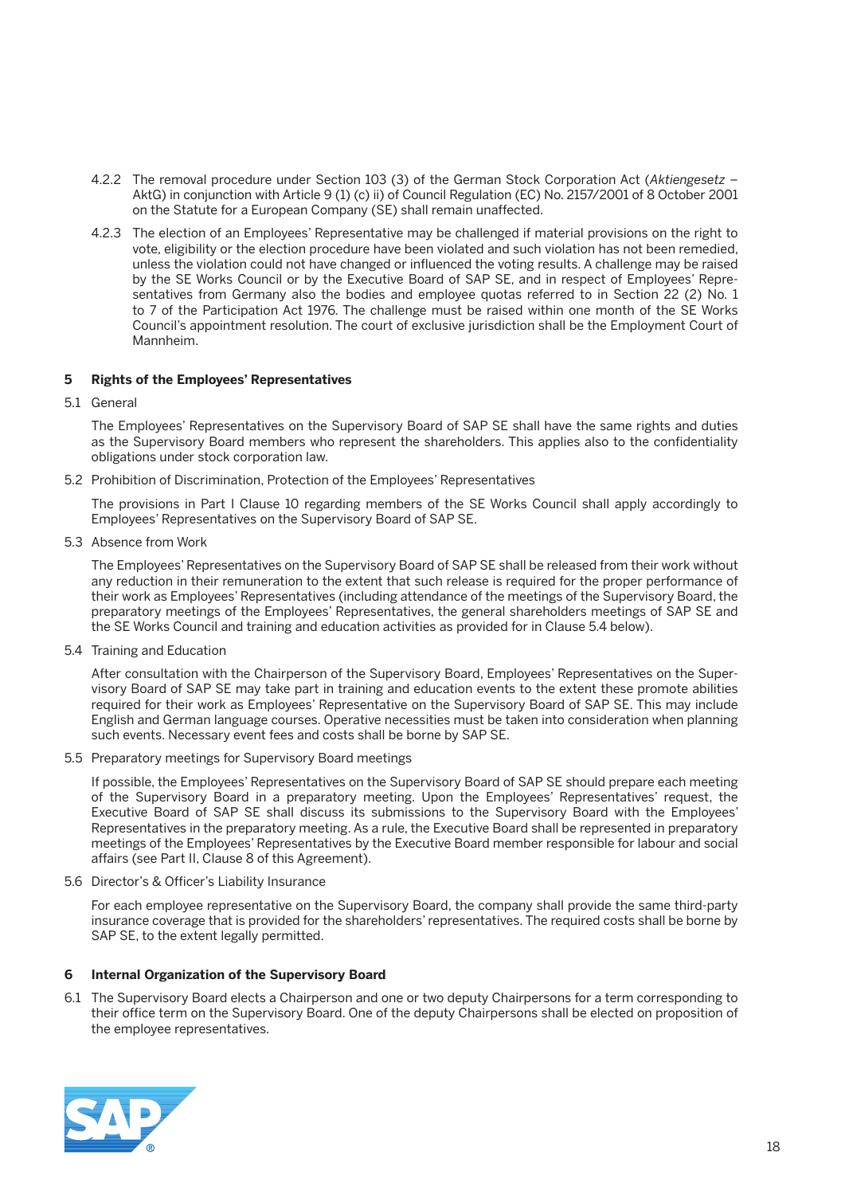4.2.2 The removal procedure under Section 103 (3) of the German Stock Corporation Act (*Aktiengesetz* – AktG) in conjunction with Article 9 (1) (c) ii) of Council Regulation (EC) No. 2157/2001 of 8 October 2001 on the Statute for a European Company (SE) shall remain unaffected.

4.2.3 The election of an Employees' Representative may be challenged if material provisions on the right to vote, eligibility or the election procedure have been violated and such violation has not been remedied, unless the violation could not have changed or influenced the voting results. A challenge may be raised by the SE Works Council or by the Executive Board of SAP SE, and in respect of Employees' Representatives from Germany also the bodies and employee quotas referred to in Section 22 (2) No. 1 to 7 of the Participation Act 1976. The challenge must be raised within one month of the SE Works Council's appointment resolution. The court of exclusive jurisdiction shall be the Employment Court of Mannheim.

## 5 Rights of the Employees' Representatives

5.1 General

The Employees' Representatives on the Supervisory Board of SAP SE shall have the same rights and duties as the Supervisory Board members who represent the shareholders. This applies also to the confidentiality obligations under stock corporation law.

5.2 Prohibition of Discrimination, Protection of the Employees' Representatives

The provisions in Part I Clause 10 regarding members of the SE Works Council shall apply accordingly to Employees' Representatives on the Supervisory Board of SAP SE.

5.3 Absence from Work

The Employees' Representatives on the Supervisory Board of SAP SE shall be released from their work without any reduction in their remuneration to the extent that such release is required for the proper performance of their work as Employees' Representatives (including attendance of the meetings of the Supervisory Board, the preparatory meetings of the Employees' Representatives, the general shareholders meetings of SAP SE and the SE Works Council and training and education activities as provided for in Clause 5.4 below).

5.4 Training and Education

After consultation with the Chairperson of the Supervisory Board, Employees' Representatives on the Supervisory Board of SAP SE may take part in training and education events to the extent these promote abilities required for their work as Employees' Representative on the Supervisory Board of SAP SE. This may include English and German language courses. Operative necessities must be taken into consideration when planning such events. Necessary event fees and costs shall be borne by SAP SE.

5.5 Preparatory meetings for Supervisory Board meetings

If possible, the Employees' Representatives on the Supervisory Board of SAP SE should prepare each meeting of the Supervisory Board in a preparatory meeting. Upon the Employees' Representatives' request, the Executive Board of SAP SE shall discuss its submissions to the Supervisory Board with the Employees' Representatives in the preparatory meeting. As a rule, the Executive Board shall be represented in preparatory meetings of the Employees' Representatives by the Executive Board member responsible for labour and social affairs (see Part II, Clause 8 of this Agreement).

5.6 Director's & Officer's Liability Insurance

For each employee representative on the Supervisory Board, the company shall provide the same third-party insurance coverage that is provided for the shareholders' representatives. The required costs shall be borne by SAP SE, to the extent legally permitted.

## 6 Internal Organization of the Supervisory Board

6.1 The Supervisory Board elects a Chairperson and one or two deputy Chairpersons for a term corresponding to their office term on the Supervisory Board. One of the deputy Chairpersons shall be elected on proposition of the employee representatives.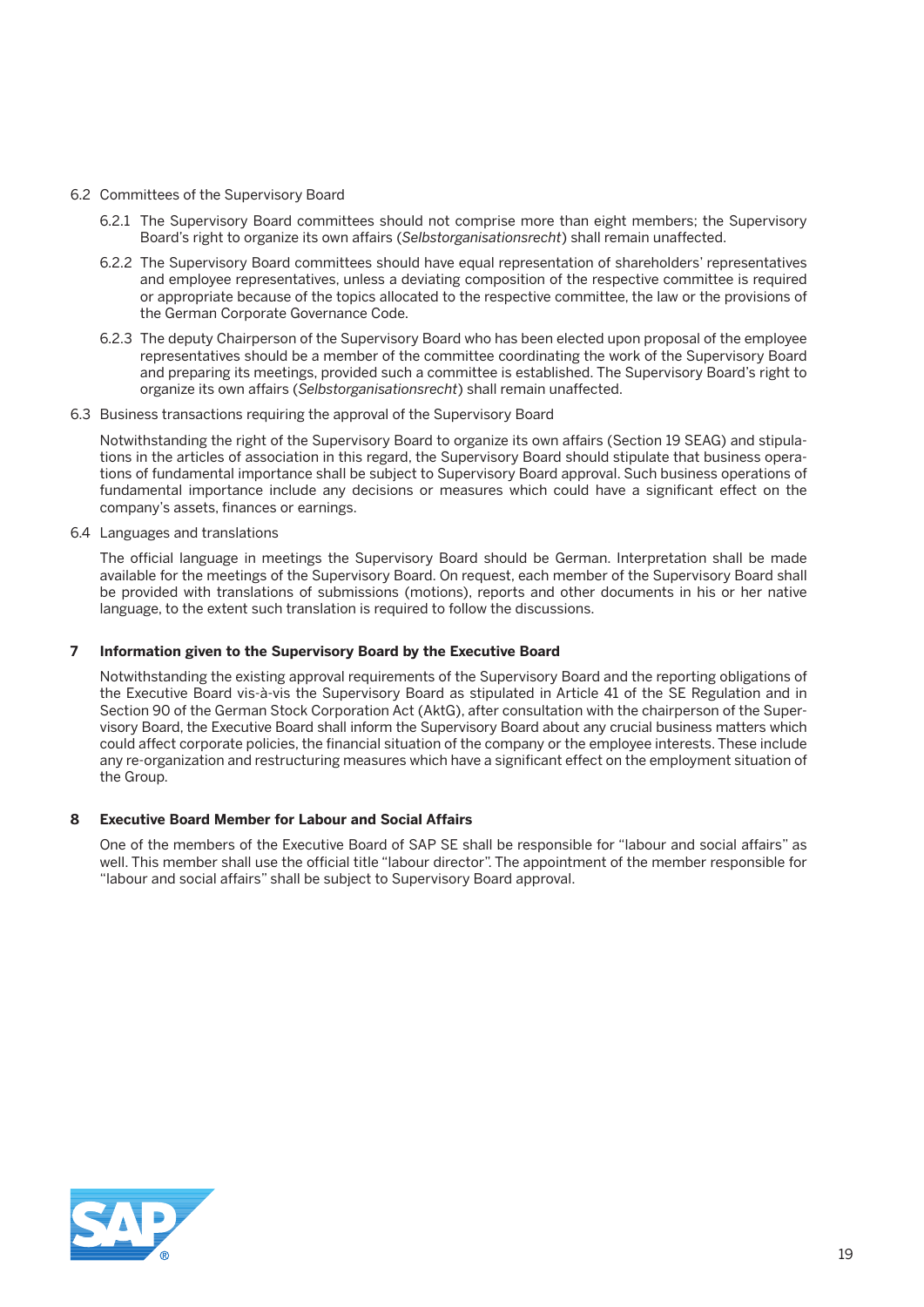6.2 Committees of the Supervisory Board

6.2.1 The Supervisory Board committees should not comprise more than eight members; the Supervisory Board's right to organize its own affairs (*Selbstorganisationsrecht*) shall remain unaffected.

6.2.2 The Supervisory Board committees should have equal representation of shareholders' representatives and employee representatives, unless a deviating composition of the respective committee is required or appropriate because of the topics allocated to the respective committee, the law or the provisions of the German Corporate Governance Code.

6.2.3 The deputy Chairperson of the Supervisory Board who has been elected upon proposal of the employee representatives should be a member of the committee coordinating the work of the Supervisory Board and preparing its meetings, provided such a committee is established. The Supervisory Board's right to organize its own affairs (*Selbstorganisationsrecht*) shall remain unaffected.

6.3 Business transactions requiring the approval of the Supervisory Board

Notwithstanding the right of the Supervisory Board to organize its own affairs (Section 19 SEAG) and stipulations in the articles of association in this regard, the Supervisory Board should stipulate that business operations of fundamental importance shall be subject to Supervisory Board approval. Such business operations of fundamental importance include any decisions or measures which could have a significant effect on the company's assets, finances or earnings.

6.4 Languages and translations

The official language in meetings the Supervisory Board should be German. Interpretation shall be made available for the meetings of the Supervisory Board. On request, each member of the Supervisory Board shall be provided with translations of submissions (motions), reports and other documents in his or her native language, to the extent such translation is required to follow the discussions.

## 7 Information given to the Supervisory Board by the Executive Board

Notwithstanding the existing approval requirements of the Supervisory Board and the reporting obligations of the Executive Board vis-à-vis the Supervisory Board as stipulated in Article 41 of the SE Regulation and in Section 90 of the German Stock Corporation Act (AktG), after consultation with the chairperson of the Supervisory Board, the Executive Board shall inform the Supervisory Board about any crucial business matters which could affect corporate policies, the financial situation of the company or the employee interests. These include any re-organization and restructuring measures which have a significant effect on the employment situation of the Group.

## 8 Executive Board Member for Labour and Social Affairs

One of the members of the Executive Board of SAP SE shall be responsible for "labour and social affairs" as well. This member shall use the official title "labour director". The appointment of the member responsible for "labour and social affairs" shall be subject to Supervisory Board approval.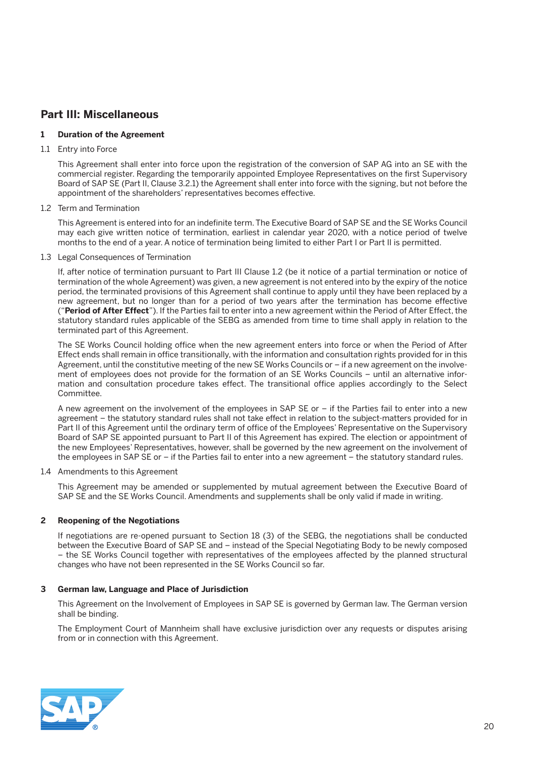## Part III: Miscellaneous

### 1 Duration of the Agreement

1.1 Entry into Force

This Agreement shall enter into force upon the registration of the conversion of SAP AG into an SE with the commercial register. Regarding the temporarily appointed Employee Representatives on the first Supervisory Board of SAP SE (Part II, Clause 3.2.1) the Agreement shall enter into force with the signing, but not before the appointment of the shareholders' representatives becomes effective.

1.2 Term and Termination

This Agreement is entered into for an indefinite term. The Executive Board of SAP SE and the SE Works Council may each give written notice of termination, earliest in calendar year 2020, with a notice period of twelve months to the end of a year. A notice of termination being limited to either Part I or Part II is permitted.

1.3 Legal Consequences of Termination

If, after notice of termination pursuant to Part III Clause 1.2 (be it notice of a partial termination or notice of termination of the whole Agreement) was given, a new agreement is not entered into by the expiry of the notice period, the terminated provisions of this Agreement shall continue to apply until they have been replaced by a new agreement, but no longer than for a period of two years after the termination has become effective ("**Period of After Effect**"). If the Parties fail to enter into a new agreement within the Period of After Effect, the statutory standard rules applicable of the SEBG as amended from time to time shall apply in relation to the terminated part of this Agreement.

The SE Works Council holding office when the new agreement enters into force or when the Period of After Effect ends shall remain in office transitionally, with the information and consultation rights provided for in this Agreement, until the constitutive meeting of the new SE Works Councils or – if a new agreement on the involvement of employees does not provide for the formation of an SE Works Councils – until an alternative information and consultation procedure takes effect. The transitional office applies accordingly to the Select Committee.

A new agreement on the involvement of the employees in SAP SE or – if the Parties fail to enter into a new agreement – the statutory standard rules shall not take effect in relation to the subject-matters provided for in Part II of this Agreement until the ordinary term of office of the Employees' Representative on the Supervisory Board of SAP SE appointed pursuant to Part II of this Agreement has expired. The election or appointment of the new Employees' Representatives, however, shall be governed by the new agreement on the involvement of the employees in SAP SE or – if the Parties fail to enter into a new agreement – the statutory standard rules.

1.4 Amendments to this Agreement

This Agreement may be amended or supplemented by mutual agreement between the Executive Board of SAP SE and the SE Works Council. Amendments and supplements shall be only valid if made in writing.

### 2 Reopening of the Negotiations

If negotiations are re-opened pursuant to Section 18 (3) of the SEBG, the negotiations shall be conducted between the Executive Board of SAP SE and – instead of the Special Negotiating Body to be newly composed – the SE Works Council together with representatives of the employees affected by the planned structural changes who have not been represented in the SE Works Council so far.

### 3 German law, Language and Place of Jurisdiction

This Agreement on the Involvement of Employees in SAP SE is governed by German law. The German version shall be binding.

The Employment Court of Mannheim shall have exclusive jurisdiction over any requests or disputes arising from or in connection with this Agreement.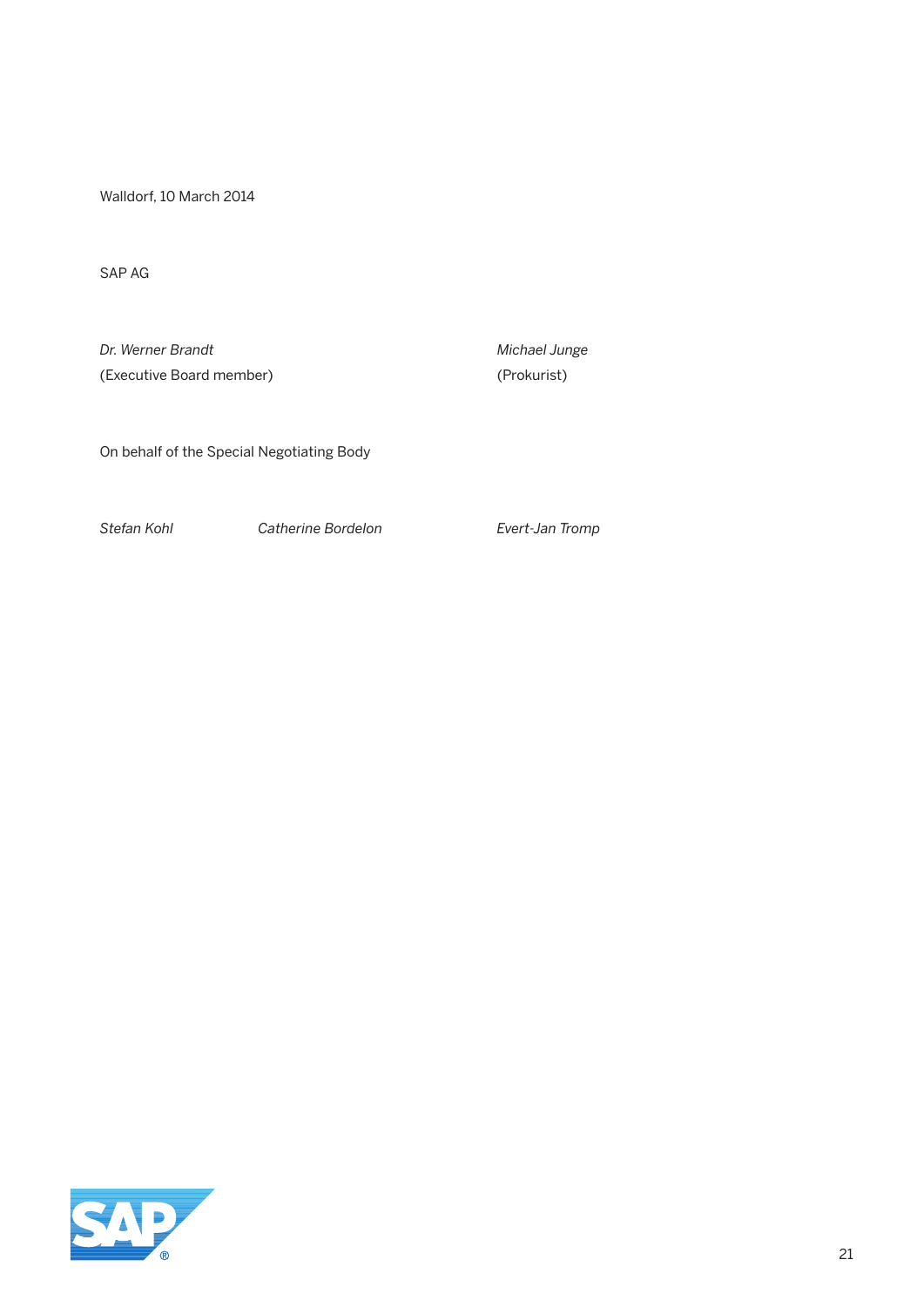Walldorf, 10 March 2014

SAP AG

| *Dr. Werner Brandt* | *Michael Junge* |
|---|---|
| (Executive Board member) | (Prokurist) |

On behalf of the Special Negotiating Body

| *Stefan Kohl* | *Catherine Bordelon* | *Evert-Jan Tromp* |
|---|---|---|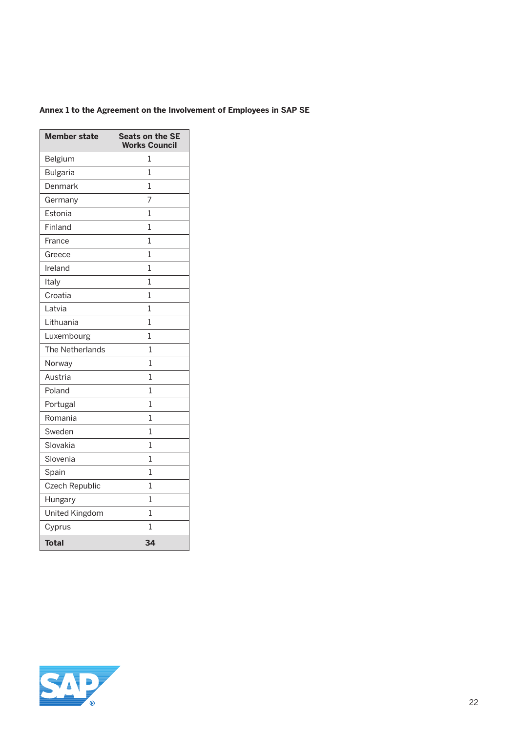**Annex 1 to the Agreement on the Involvement of Employees in SAP SE**

| Member state | Seats on the SE Works Council |
| --- | --- |
| Belgium | 1 |
| Bulgaria | 1 |
| Denmark | 1 |
| Germany | 7 |
| Estonia | 1 |
| Finland | 1 |
| France | 1 |
| Greece | 1 |
| Ireland | 1 |
| Italy | 1 |
| Croatia | 1 |
| Latvia | 1 |
| Lithuania | 1 |
| Luxembourg | 1 |
| The Netherlands | 1 |
| Norway | 1 |
| Austria | 1 |
| Poland | 1 |
| Portugal | 1 |
| Romania | 1 |
| Sweden | 1 |
| Slovakia | 1 |
| Slovenia | 1 |
| Spain | 1 |
| Czech Republic | 1 |
| Hungary | 1 |
| United Kingdom | 1 |
| Cyprus | 1 |
| **Total** | **34** |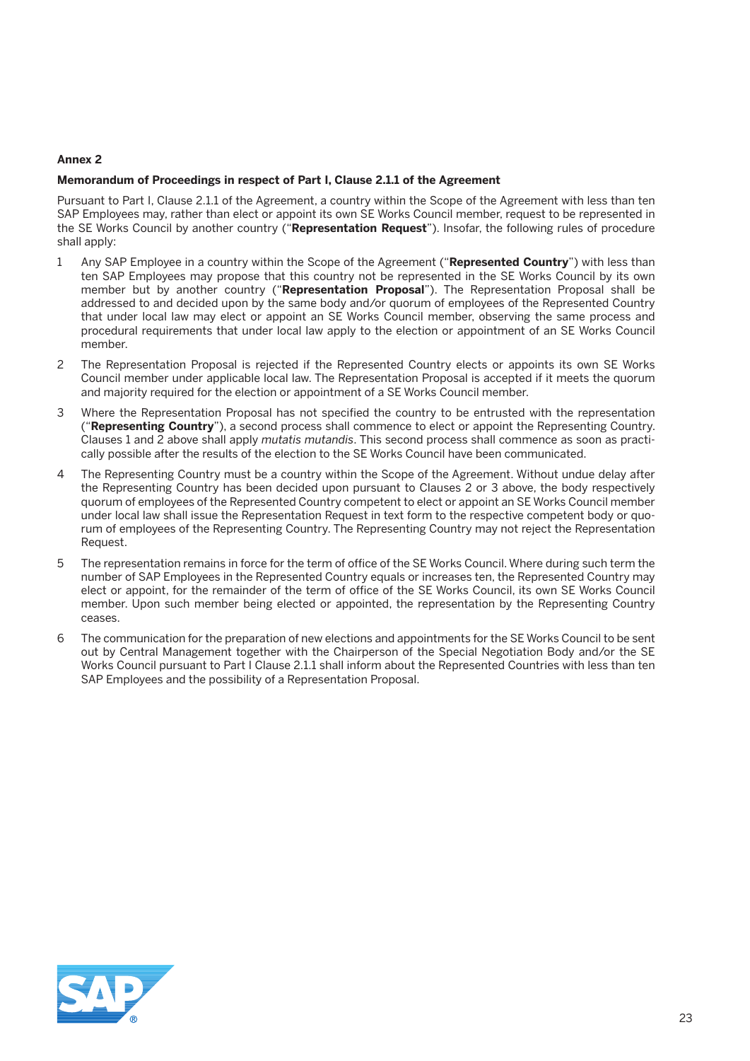**Annex 2**

**Memorandum of Proceedings in respect of Part I, Clause 2.1.1 of the Agreement**

Pursuant to Part I, Clause 2.1.1 of the Agreement, a country within the Scope of the Agreement with less than ten SAP Employees may, rather than elect or appoint its own SE Works Council member, request to be represented in the SE Works Council by another country ("**Representation Request**"). Insofar, the following rules of procedure shall apply:

1. Any SAP Employee in a country within the Scope of the Agreement ("**Represented Country**") with less than ten SAP Employees may propose that this country not be represented in the SE Works Council by its own member but by another country ("**Representation Proposal**"). The Representation Proposal shall be addressed to and decided upon by the same body and/or quorum of employees of the Represented Country that under local law may elect or appoint an SE Works Council member, observing the same process and procedural requirements that under local law apply to the election or appointment of an SE Works Council member.

2. The Representation Proposal is rejected if the Represented Country elects or appoints its own SE Works Council member under applicable local law. The Representation Proposal is accepted if it meets the quorum and majority required for the election or appointment of a SE Works Council member.

3. Where the Representation Proposal has not specified the country to be entrusted with the representation ("**Representing Country**"), a second process shall commence to elect or appoint the Representing Country. Clauses 1 and 2 above shall apply *mutatis mutandis*. This second process shall commence as soon as practically possible after the results of the election to the SE Works Council have been communicated.

4. The Representing Country must be a country within the Scope of the Agreement. Without undue delay after the Representing Country has been decided upon pursuant to Clauses 2 or 3 above, the body respectively quorum of employees of the Represented Country competent to elect or appoint an SE Works Council member under local law shall issue the Representation Request in text form to the respective competent body or quorum of employees of the Representing Country. The Representing Country may not reject the Representation Request.

5. The representation remains in force for the term of office of the SE Works Council. Where during such term the number of SAP Employees in the Represented Country equals or increases ten, the Represented Country may elect or appoint, for the remainder of the term of office of the SE Works Council, its own SE Works Council member. Upon such member being elected or appointed, the representation by the Representing Country ceases.

6. The communication for the preparation of new elections and appointments for the SE Works Council to be sent out by Central Management together with the Chairperson of the Special Negotiation Body and/or the SE Works Council pursuant to Part I Clause 2.1.1 shall inform about the Represented Countries with less than ten SAP Employees and the possibility of a Representation Proposal.